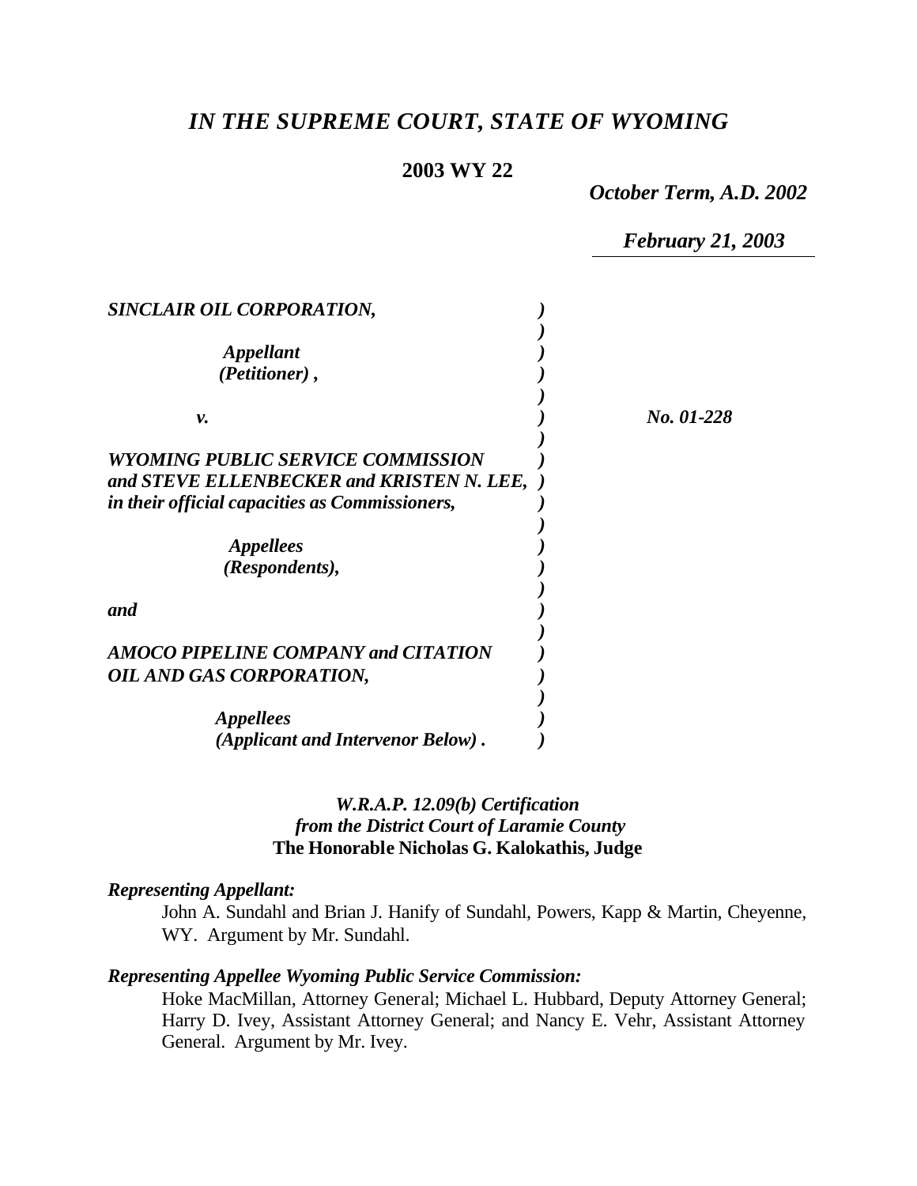# *IN THE SUPREME COURT, STATE OF WYOMING*

**2003 WY 22**

*October Term, A.D. 2002*

*February 21, 2003*

| | | |
|---|---|---|
| ***SINCLAIR OIL CORPORATION,*** | ***)*** | |
| ***Appellant (Petitioner),*** | ***)*** | |
| ***v.*** | ***)*** | ***No. 01-228*** |
| ***WYOMING PUBLIC SERVICE COMMISSION and STEVE ELLENBECKER and KRISTEN N. LEE, in their official capacities as Commissioners,*** | ***)*** | |
| ***Appellees (Respondents),*** | ***)*** | |
| ***and*** | ***)*** | |
| ***AMOCO PIPELINE COMPANY and CITATION OIL AND GAS CORPORATION,*** | ***)*** | |
| ***Appellees (Applicant and Intervenor Below).*** | ***)*** | |

*W.R.A.P. 12.09(b) Certification*
*from the District Court of Laramie County*
**The Honorable Nicholas G. Kalokathis, Judge**

***Representing Appellant:***

John A. Sundahl and Brian J. Hanify of Sundahl, Powers, Kapp & Martin, Cheyenne, WY. Argument by Mr. Sundahl.

***Representing Appellee Wyoming Public Service Commission:***

Hoke MacMillan, Attorney General; Michael L. Hubbard, Deputy Attorney General; Harry D. Ivey, Assistant Attorney General; and Nancy E. Vehr, Assistant Attorney General. Argument by Mr. Ivey.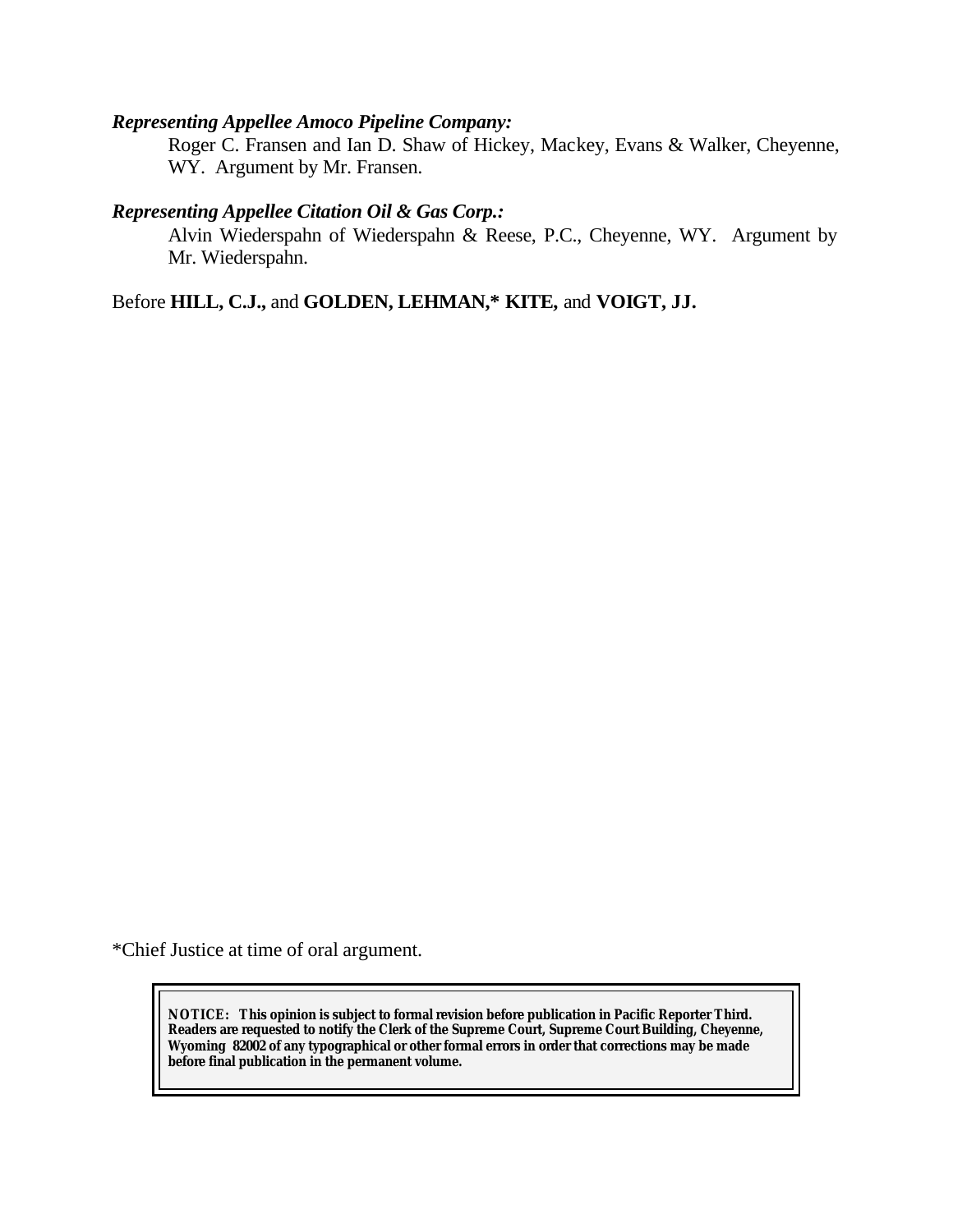***Representing Appellee Amoco Pipeline Company:***

Roger C. Fransen and Ian D. Shaw of Hickey, Mackey, Evans & Walker, Cheyenne, WY. Argument by Mr. Fransen.

***Representing Appellee Citation Oil & Gas Corp.:***

Alvin Wiederspahn of Wiederspahn & Reese, P.C., Cheyenne, WY. Argument by Mr. Wiederspahn.

Before **HILL, C.J.,** and **GOLDEN, LEHMAN,* KITE,** and **VOIGT, JJ.**

*Chief Justice at time of oral argument.

**NOTICE: This opinion is subject to formal revision before publication in Pacific Reporter Third. Readers are requested to notify the Clerk of the Supreme Court, Supreme Court Building, Cheyenne, Wyoming 82002 of any typographical or other formal errors in order that corrections may be made before final publication in the permanent volume.**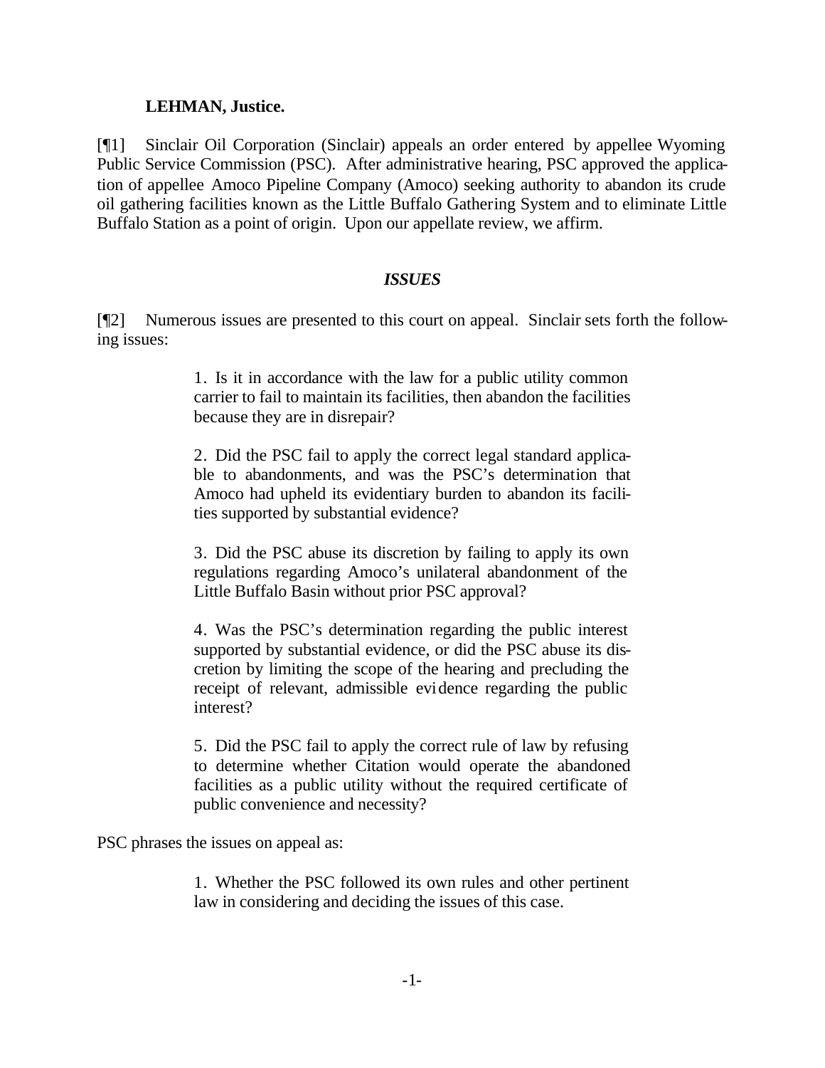**LEHMAN, Justice.**

[¶1] Sinclair Oil Corporation (Sinclair) appeals an order entered by appellee Wyoming Public Service Commission (PSC). After administrative hearing, PSC approved the application of appellee Amoco Pipeline Company (Amoco) seeking authority to abandon its crude oil gathering facilities known as the Little Buffalo Gathering System and to eliminate Little Buffalo Station as a point of origin. Upon our appellate review, we affirm.

## *ISSUES*

[¶2] Numerous issues are presented to this court on appeal. Sinclair sets forth the following issues:

> 1. Is it in accordance with the law for a public utility common carrier to fail to maintain its facilities, then abandon the facilities because they are in disrepair?
>
> 2. Did the PSC fail to apply the correct legal standard applicable to abandonments, and was the PSC's determination that Amoco had upheld its evidentiary burden to abandon its facilities supported by substantial evidence?
>
> 3. Did the PSC abuse its discretion by failing to apply its own regulations regarding Amoco's unilateral abandonment of the Little Buffalo Basin without prior PSC approval?
>
> 4. Was the PSC's determination regarding the public interest supported by substantial evidence, or did the PSC abuse its discretion by limiting the scope of the hearing and precluding the receipt of relevant, admissible evidence regarding the public interest?
>
> 5. Did the PSC fail to apply the correct rule of law by refusing to determine whether Citation would operate the abandoned facilities as a public utility without the required certificate of public convenience and necessity?

PSC phrases the issues on appeal as:

> 1. Whether the PSC followed its own rules and other pertinent law in considering and deciding the issues of this case.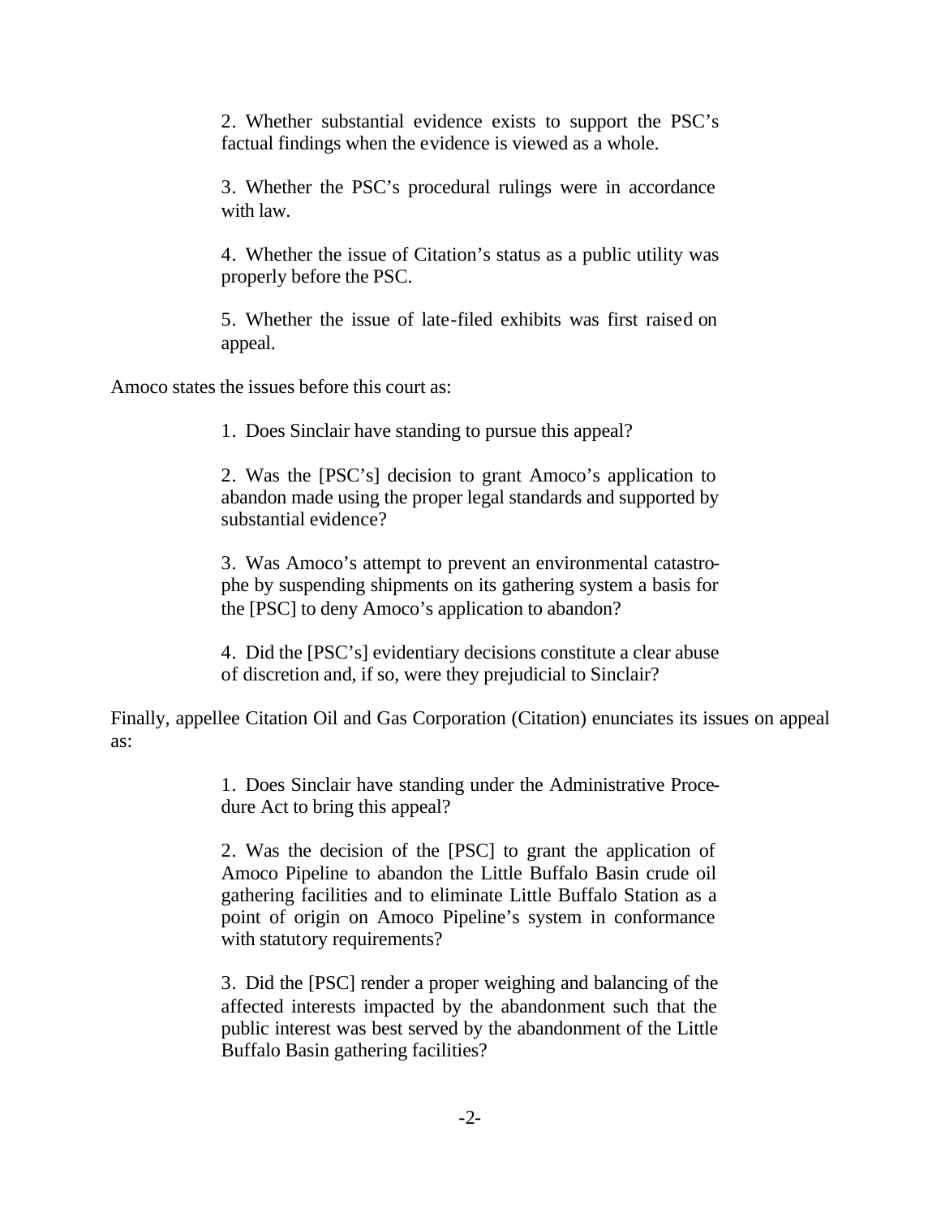2. Whether substantial evidence exists to support the PSC's factual findings when the evidence is viewed as a whole.

3. Whether the PSC's procedural rulings were in accordance with law.

4. Whether the issue of Citation's status as a public utility was properly before the PSC.

5. Whether the issue of late-filed exhibits was first raised on appeal.

Amoco states the issues before this court as:

1. Does Sinclair have standing to pursue this appeal?

2. Was the [PSC's] decision to grant Amoco's application to abandon made using the proper legal standards and supported by substantial evidence?

3. Was Amoco's attempt to prevent an environmental catastrophe by suspending shipments on its gathering system a basis for the [PSC] to deny Amoco's application to abandon?

4. Did the [PSC's] evidentiary decisions constitute a clear abuse of discretion and, if so, were they prejudicial to Sinclair?

Finally, appellee Citation Oil and Gas Corporation (Citation) enunciates its issues on appeal as:

1. Does Sinclair have standing under the Administrative Procedure Act to bring this appeal?

2. Was the decision of the [PSC] to grant the application of Amoco Pipeline to abandon the Little Buffalo Basin crude oil gathering facilities and to eliminate Little Buffalo Station as a point of origin on Amoco Pipeline's system in conformance with statutory requirements?

3. Did the [PSC] render a proper weighing and balancing of the affected interests impacted by the abandonment such that the public interest was best served by the abandonment of the Little Buffalo Basin gathering facilities?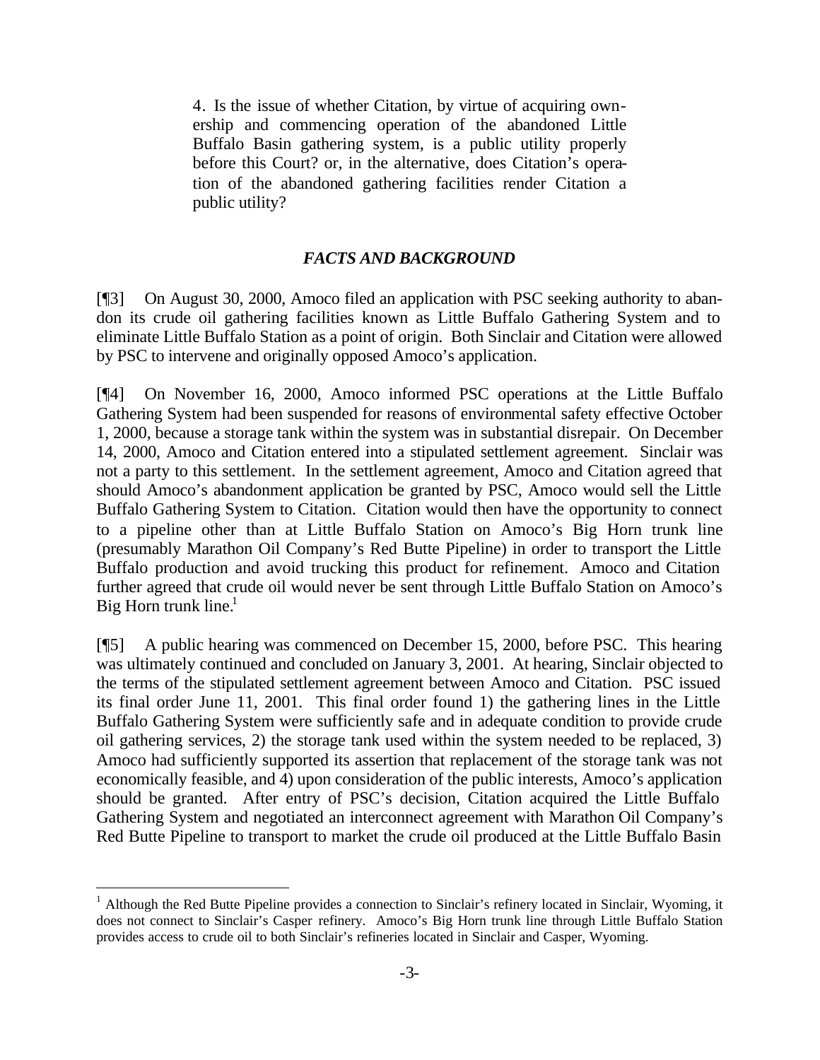4. Is the issue of whether Citation, by virtue of acquiring ownership and commencing operation of the abandoned Little Buffalo Basin gathering system, is a public utility properly before this Court? or, in the alternative, does Citation's operation of the abandoned gathering facilities render Citation a public utility?

### *FACTS AND BACKGROUND*

[¶3] On August 30, 2000, Amoco filed an application with PSC seeking authority to abandon its crude oil gathering facilities known as Little Buffalo Gathering System and to eliminate Little Buffalo Station as a point of origin. Both Sinclair and Citation were allowed by PSC to intervene and originally opposed Amoco's application.

[¶4] On November 16, 2000, Amoco informed PSC operations at the Little Buffalo Gathering System had been suspended for reasons of environmental safety effective October 1, 2000, because a storage tank within the system was in substantial disrepair. On December 14, 2000, Amoco and Citation entered into a stipulated settlement agreement. Sinclair was not a party to this settlement. In the settlement agreement, Amoco and Citation agreed that should Amoco's abandonment application be granted by PSC, Amoco would sell the Little Buffalo Gathering System to Citation. Citation would then have the opportunity to connect to a pipeline other than at Little Buffalo Station on Amoco's Big Horn trunk line (presumably Marathon Oil Company's Red Butte Pipeline) in order to transport the Little Buffalo production and avoid trucking this product for refinement. Amoco and Citation further agreed that crude oil would never be sent through Little Buffalo Station on Amoco's Big Horn trunk line.[1]

[¶5] A public hearing was commenced on December 15, 2000, before PSC. This hearing was ultimately continued and concluded on January 3, 2001. At hearing, Sinclair objected to the terms of the stipulated settlement agreement between Amoco and Citation. PSC issued its final order June 11, 2001. This final order found 1) the gathering lines in the Little Buffalo Gathering System were sufficiently safe and in adequate condition to provide crude oil gathering services, 2) the storage tank used within the system needed to be replaced, 3) Amoco had sufficiently supported its assertion that replacement of the storage tank was not economically feasible, and 4) upon consideration of the public interests, Amoco's application should be granted. After entry of PSC's decision, Citation acquired the Little Buffalo Gathering System and negotiated an interconnect agreement with Marathon Oil Company's Red Butte Pipeline to transport to market the crude oil produced at the Little Buffalo Basin

[1] Although the Red Butte Pipeline provides a connection to Sinclair's refinery located in Sinclair, Wyoming, it does not connect to Sinclair's Casper refinery. Amoco's Big Horn trunk line through Little Buffalo Station provides access to crude oil to both Sinclair's refineries located in Sinclair and Casper, Wyoming.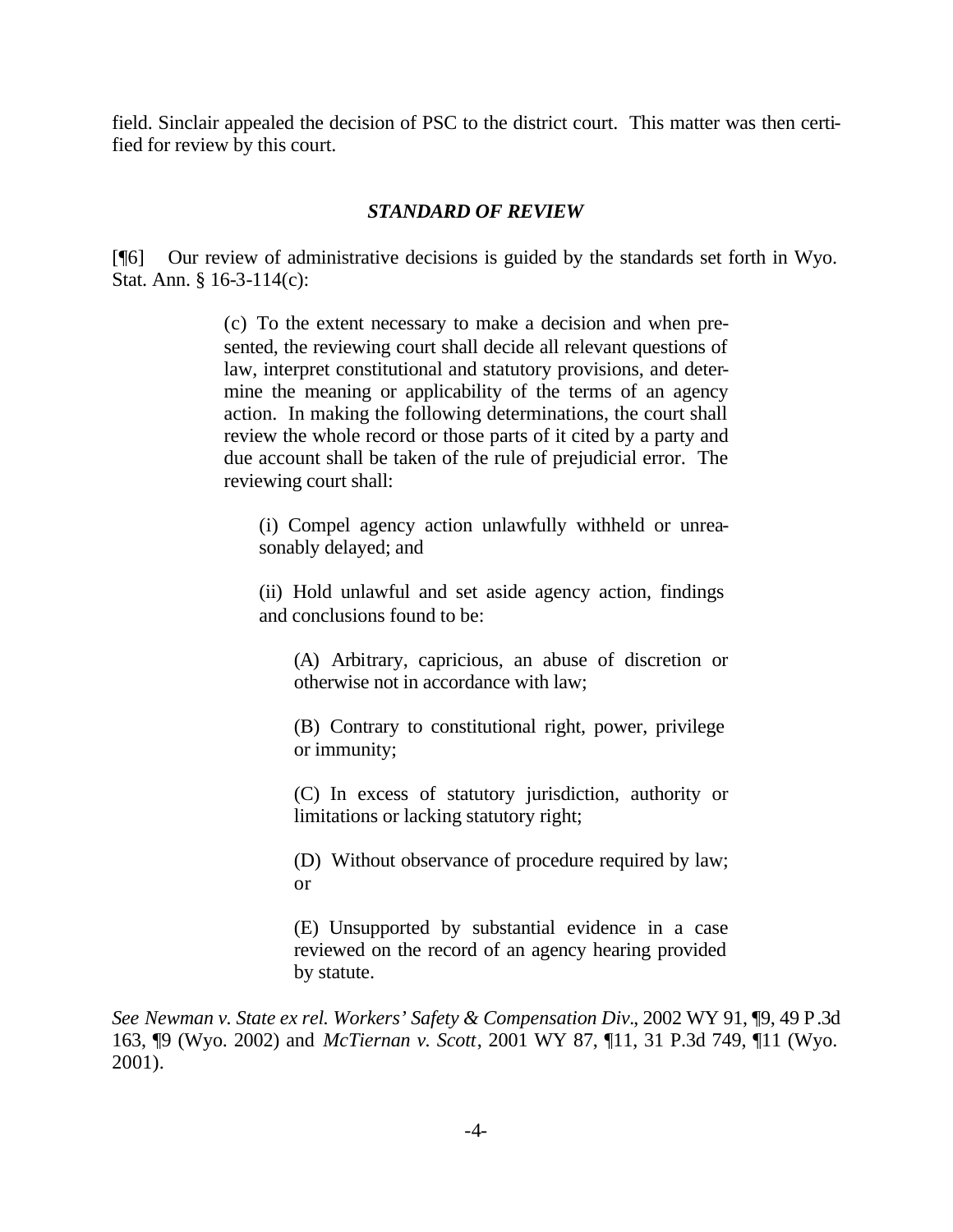field. Sinclair appealed the decision of PSC to the district court. This matter was then certified for review by this court.

### *STANDARD OF REVIEW*

[¶6] Our review of administrative decisions is guided by the standards set forth in Wyo. Stat. Ann. § 16-3-114(c):

> (c) To the extent necessary to make a decision and when presented, the reviewing court shall decide all relevant questions of law, interpret constitutional and statutory provisions, and determine the meaning or applicability of the terms of an agency action. In making the following determinations, the court shall review the whole record or those parts of it cited by a party and due account shall be taken of the rule of prejudicial error. The reviewing court shall:
>
> > (i) Compel agency action unlawfully withheld or unreasonably delayed; and
> >
> > (ii) Hold unlawful and set aside agency action, findings and conclusions found to be:
> >
> > > (A) Arbitrary, capricious, an abuse of discretion or otherwise not in accordance with law;
> > >
> > > (B) Contrary to constitutional right, power, privilege or immunity;
> > >
> > > (C) In excess of statutory jurisdiction, authority or limitations or lacking statutory right;
> > >
> > > (D) Without observance of procedure required by law; or
> > >
> > > (E) Unsupported by substantial evidence in a case reviewed on the record of an agency hearing provided by statute.

*See Newman v. State ex rel. Workers' Safety & Compensation Div*., 2002 WY 91, ¶9, 49 P.3d 163, ¶9 (Wyo. 2002) and *McTiernan v. Scott*, 2001 WY 87, ¶11, 31 P.3d 749, ¶11 (Wyo. 2001).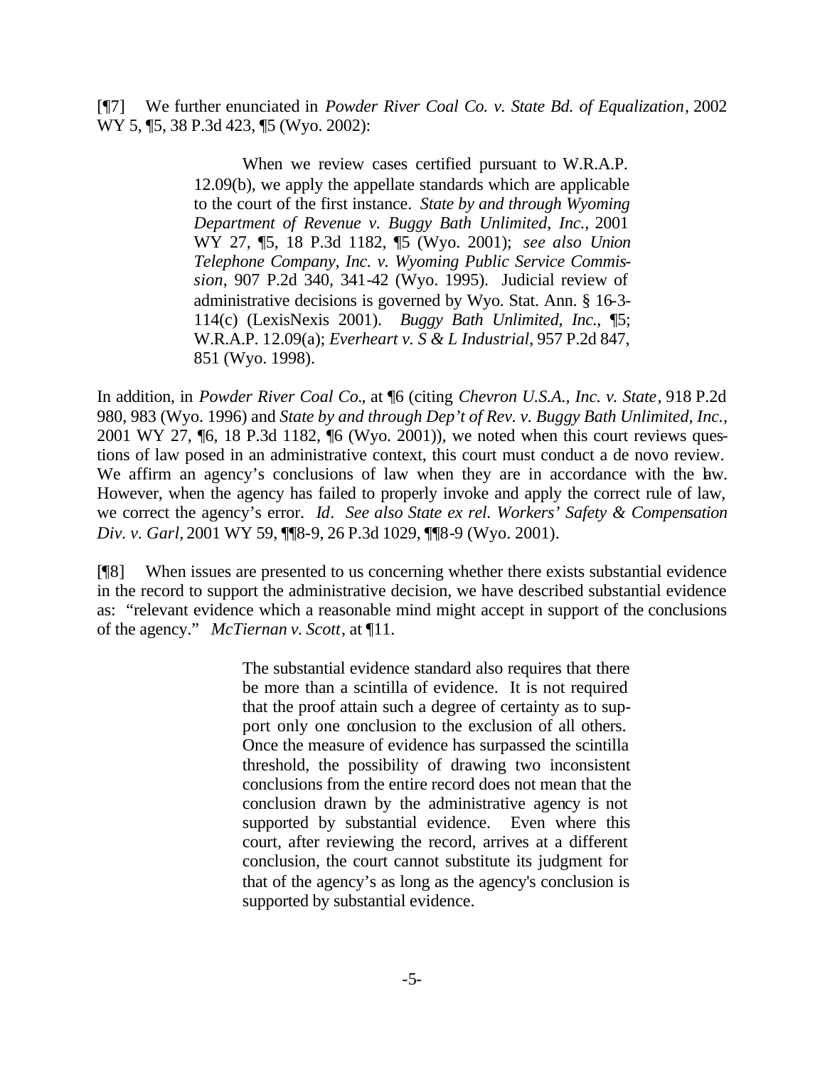[¶7] We further enunciated in *Powder River Coal Co. v. State Bd. of Equalization*, 2002 WY 5, ¶5, 38 P.3d 423, ¶5 (Wyo. 2002):

> When we review cases certified pursuant to W.R.A.P. 12.09(b), we apply the appellate standards which are applicable to the court of the first instance. *State by and through Wyoming Department of Revenue v. Buggy Bath Unlimited, Inc.*, 2001 WY 27, ¶5, 18 P.3d 1182, ¶5 (Wyo. 2001); *see also Union Telephone Company, Inc. v. Wyoming Public Service Commission*, 907 P.2d 340, 341-42 (Wyo. 1995). Judicial review of administrative decisions is governed by Wyo. Stat. Ann. § 16-3-114(c) (LexisNexis 2001). *Buggy Bath Unlimited, Inc.*, ¶5; W.R.A.P. 12.09(a); *Everheart v. S & L Industrial*, 957 P.2d 847, 851 (Wyo. 1998).

In addition, in *Powder River Coal Co.*, at ¶6 (citing *Chevron U.S.A., Inc. v. State*, 918 P.2d 980, 983 (Wyo. 1996) and *State by and through Dep't of Rev. v. Buggy Bath Unlimited, Inc.*, 2001 WY 27, ¶6, 18 P.3d 1182, ¶6 (Wyo. 2001)), we noted when this court reviews questions of law posed in an administrative context, this court must conduct a de novo review. We affirm an agency's conclusions of law when they are in accordance with the law. However, when the agency has failed to properly invoke and apply the correct rule of law, we correct the agency's error. *Id*. *See also State ex rel. Workers' Safety & Compensation Div. v. Garl*, 2001 WY 59, ¶¶8-9, 26 P.3d 1029, ¶¶8-9 (Wyo. 2001).

[¶8] When issues are presented to us concerning whether there exists substantial evidence in the record to support the administrative decision, we have described substantial evidence as: "relevant evidence which a reasonable mind might accept in support of the conclusions of the agency." *McTiernan v. Scott*, at ¶11.

> The substantial evidence standard also requires that there be more than a scintilla of evidence. It is not required that the proof attain such a degree of certainty as to support only one conclusion to the exclusion of all others. Once the measure of evidence has surpassed the scintilla threshold, the possibility of drawing two inconsistent conclusions from the entire record does not mean that the conclusion drawn by the administrative agency is not supported by substantial evidence. Even where this court, after reviewing the record, arrives at a different conclusion, the court cannot substitute its judgment for that of the agency's as long as the agency's conclusion is supported by substantial evidence.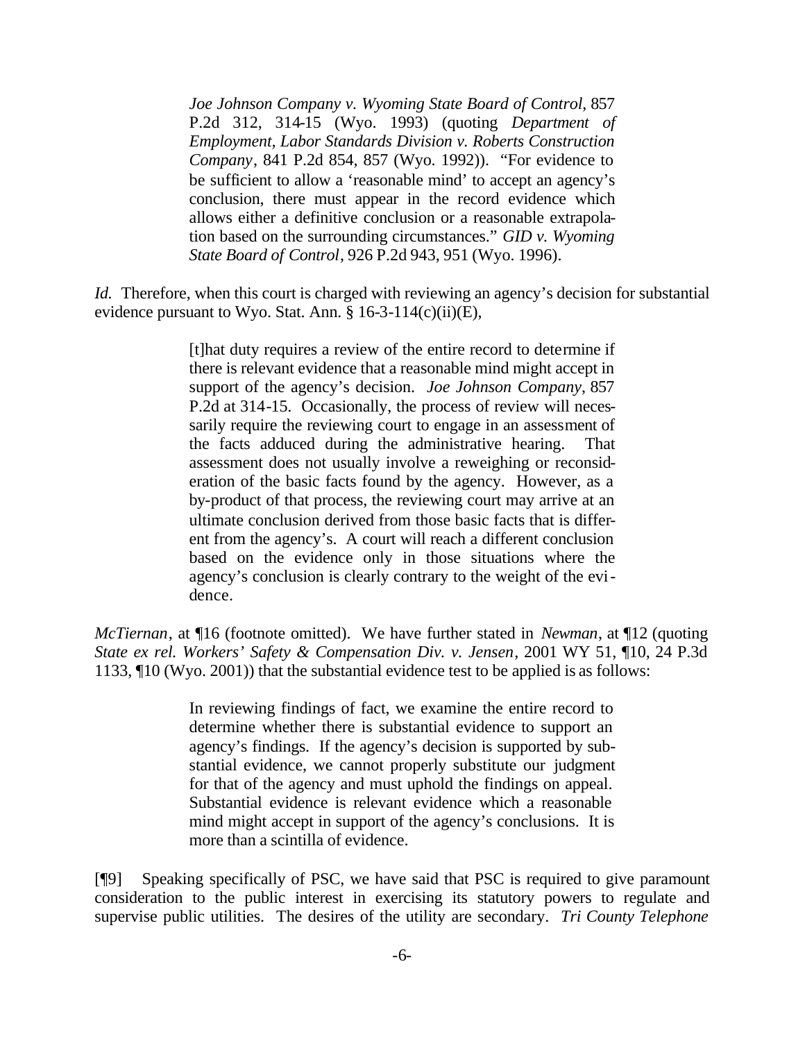> *Joe Johnson Company v. Wyoming State Board of Control*, 857 P.2d 312, 314-15 (Wyo. 1993) (quoting *Department of Employment, Labor Standards Division v. Roberts Construction Company*, 841 P.2d 854, 857 (Wyo. 1992)). "For evidence to be sufficient to allow a 'reasonable mind' to accept an agency's conclusion, there must appear in the record evidence which allows either a definitive conclusion or a reasonable extrapolation based on the surrounding circumstances." *GID v. Wyoming State Board of Control*, 926 P.2d 943, 951 (Wyo. 1996).

*Id.* Therefore, when this court is charged with reviewing an agency's decision for substantial evidence pursuant to Wyo. Stat. Ann. § 16-3-114(c)(ii)(E),

> [t]hat duty requires a review of the entire record to determine if there is relevant evidence that a reasonable mind might accept in support of the agency's decision. *Joe Johnson Company*, 857 P.2d at 314-15. Occasionally, the process of review will necessarily require the reviewing court to engage in an assessment of the facts adduced during the administrative hearing. That assessment does not usually involve a reweighing or reconsideration of the basic facts found by the agency. However, as a by-product of that process, the reviewing court may arrive at an ultimate conclusion derived from those basic facts that is different from the agency's. A court will reach a different conclusion based on the evidence only in those situations where the agency's conclusion is clearly contrary to the weight of the evidence.

*McTiernan*, at ¶16 (footnote omitted). We have further stated in *Newman*, at ¶12 (quoting *State ex rel. Workers' Safety & Compensation Div. v. Jensen*, 2001 WY 51, ¶10, 24 P.3d 1133, ¶10 (Wyo. 2001)) that the substantial evidence test to be applied is as follows:

> In reviewing findings of fact, we examine the entire record to determine whether there is substantial evidence to support an agency's findings. If the agency's decision is supported by substantial evidence, we cannot properly substitute our judgment for that of the agency and must uphold the findings on appeal. Substantial evidence is relevant evidence which a reasonable mind might accept in support of the agency's conclusions. It is more than a scintilla of evidence.

[¶9] Speaking specifically of PSC, we have said that PSC is required to give paramount consideration to the public interest in exercising its statutory powers to regulate and supervise public utilities. The desires of the utility are secondary. *Tri County Telephone*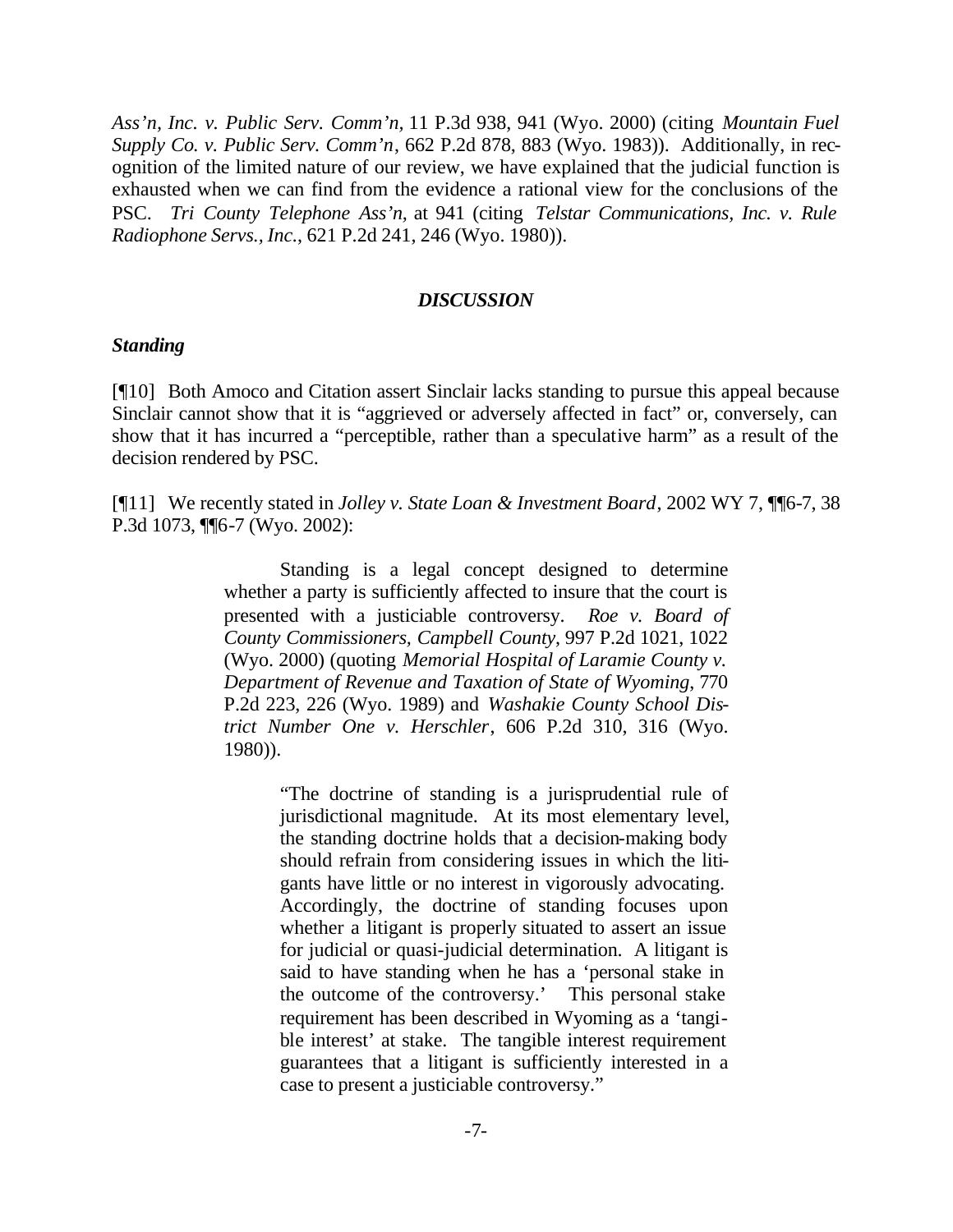*Ass'n, Inc. v. Public Serv. Comm'n,* 11 P.3d 938, 941 (Wyo. 2000) (citing *Mountain Fuel Supply Co. v. Public Serv. Comm'n*, 662 P.2d 878, 883 (Wyo. 1983)). Additionally, in recognition of the limited nature of our review, we have explained that the judicial function is exhausted when we can find from the evidence a rational view for the conclusions of the PSC. *Tri County Telephone Ass'n*, at 941 (citing *Telstar Communications, Inc. v. Rule Radiophone Servs., Inc.*, 621 P.2d 241, 246 (Wyo. 1980)).

## *DISCUSSION*

### *Standing*

[¶10] Both Amoco and Citation assert Sinclair lacks standing to pursue this appeal because Sinclair cannot show that it is "aggrieved or adversely affected in fact" or, conversely, can show that it has incurred a "perceptible, rather than a speculative harm" as a result of the decision rendered by PSC.

[¶11] We recently stated in *Jolley v. State Loan & Investment Board*, 2002 WY 7, ¶¶6-7, 38 P.3d 1073, ¶¶6-7 (Wyo. 2002):

> Standing is a legal concept designed to determine whether a party is sufficiently affected to insure that the court is presented with a justiciable controversy. *Roe v. Board of County Commissioners, Campbell County*, 997 P.2d 1021, 1022 (Wyo. 2000) (quoting *Memorial Hospital of Laramie County v. Department of Revenue and Taxation of State of Wyoming*, 770 P.2d 223, 226 (Wyo. 1989) and *Washakie County School District Number One v. Herschler*, 606 P.2d 310, 316 (Wyo. 1980)).
>
> > "The doctrine of standing is a jurisprudential rule of jurisdictional magnitude. At its most elementary level, the standing doctrine holds that a decision-making body should refrain from considering issues in which the litigants have little or no interest in vigorously advocating. Accordingly, the doctrine of standing focuses upon whether a litigant is properly situated to assert an issue for judicial or quasi-judicial determination. A litigant is said to have standing when he has a 'personal stake in the outcome of the controversy.' This personal stake requirement has been described in Wyoming as a 'tangible interest' at stake. The tangible interest requirement guarantees that a litigant is sufficiently interested in a case to present a justiciable controversy."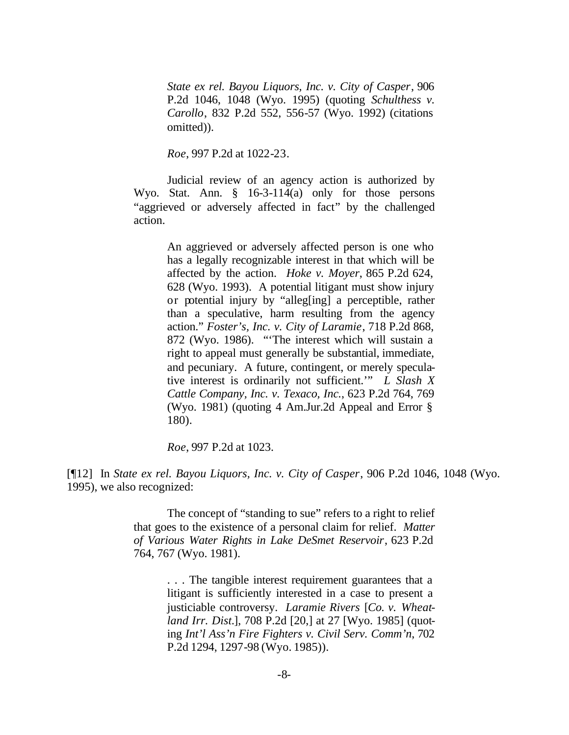> > *State ex rel. Bayou Liquors, Inc. v. City of Casper*, 906 P.2d 1046, 1048 (Wyo. 1995) (quoting *Schulthess v. Carollo*, 832 P.2d 552, 556-57 (Wyo. 1992) (citations omitted)).
> >
> > *Roe*, 997 P.2d at 1022-23.
>
> Judicial review of an agency action is authorized by Wyo. Stat. Ann. § 16-3-114(a) only for those persons "aggrieved or adversely affected in fact" by the challenged action.
>
> > An aggrieved or adversely affected person is one who has a legally recognizable interest in that which will be affected by the action. *Hoke v. Moyer*, 865 P.2d 624, 628 (Wyo. 1993). A potential litigant must show injury or potential injury by "alleg[ing] a perceptible, rather than a speculative, harm resulting from the agency action." *Foster's, Inc. v. City of Laramie*, 718 P.2d 868, 872 (Wyo. 1986). "'The interest which will sustain a right to appeal must generally be substantial, immediate, and pecuniary. A future, contingent, or merely speculative interest is ordinarily not sufficient.'" *L Slash X Cattle Company, Inc. v. Texaco, Inc.*, 623 P.2d 764, 769 (Wyo. 1981) (quoting 4 Am.Jur.2d Appeal and Error § 180).
> >
> > *Roe*, 997 P.2d at 1023.

[¶12] In *State ex rel. Bayou Liquors, Inc. v. City of Casper*, 906 P.2d 1046, 1048 (Wyo. 1995), we also recognized:

> The concept of "standing to sue" refers to a right to relief that goes to the existence of a personal claim for relief. *Matter of Various Water Rights in Lake DeSmet Reservoir*, 623 P.2d 764, 767 (Wyo. 1981).
>
> > . . . The tangible interest requirement guarantees that a litigant is sufficiently interested in a case to present a justiciable controversy. *Laramie Rivers* [*Co. v. Wheatland Irr. Dist.*], 708 P.2d [20,] at 27 [Wyo. 1985] (quoting *Int'l Ass'n Fire Fighters v. Civil Serv. Comm'n*, 702 P.2d 1294, 1297-98 (Wyo. 1985)).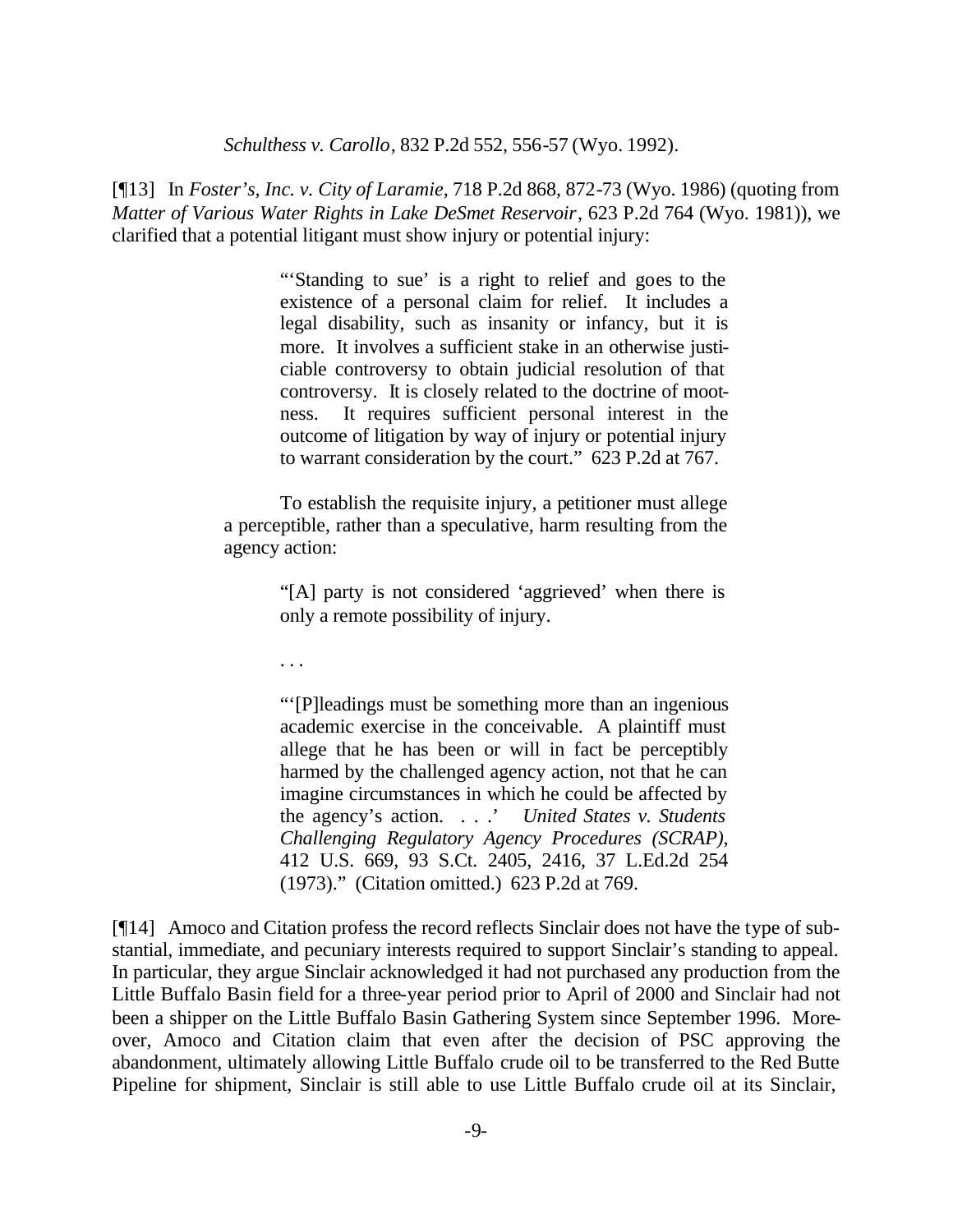*Schulthess v. Carollo*, 832 P.2d 552, 556-57 (Wyo. 1992).

[¶13] In *Foster's, Inc. v. City of Laramie*, 718 P.2d 868, 872-73 (Wyo. 1986) (quoting from *Matter of Various Water Rights in Lake DeSmet Reservoir*, 623 P.2d 764 (Wyo. 1981)), we clarified that a potential litigant must show injury or potential injury:

> "'Standing to sue' is a right to relief and goes to the existence of a personal claim for relief. It includes a legal disability, such as insanity or infancy, but it is more. It involves a sufficient stake in an otherwise justiciable controversy to obtain judicial resolution of that controversy. It is closely related to the doctrine of mootness. It requires sufficient personal interest in the outcome of litigation by way of injury or potential injury to warrant consideration by the court." 623 P.2d at 767.
>
> To establish the requisite injury, a petitioner must allege a perceptible, rather than a speculative, harm resulting from the agency action:
>
> > "[A] party is not considered 'aggrieved' when there is only a remote possibility of injury.
> >
> > . . .
> >
> > "'[P]leadings must be something more than an ingenious academic exercise in the conceivable. A plaintiff must allege that he has been or will in fact be perceptibly harmed by the challenged agency action, not that he can imagine circumstances in which he could be affected by the agency's action. . . .' *United States v. Students Challenging Regulatory Agency Procedures (SCRAP)*, 412 U.S. 669, 93 S.Ct. 2405, 2416, 37 L.Ed.2d 254 (1973)." (Citation omitted.) 623 P.2d at 769.

[¶14] Amoco and Citation profess the record reflects Sinclair does not have the type of substantial, immediate, and pecuniary interests required to support Sinclair's standing to appeal. In particular, they argue Sinclair acknowledged it had not purchased any production from the Little Buffalo Basin field for a three-year period prior to April of 2000 and Sinclair had not been a shipper on the Little Buffalo Basin Gathering System since September 1996. Moreover, Amoco and Citation claim that even after the decision of PSC approving the abandonment, ultimately allowing Little Buffalo crude oil to be transferred to the Red Butte Pipeline for shipment, Sinclair is still able to use Little Buffalo crude oil at its Sinclair,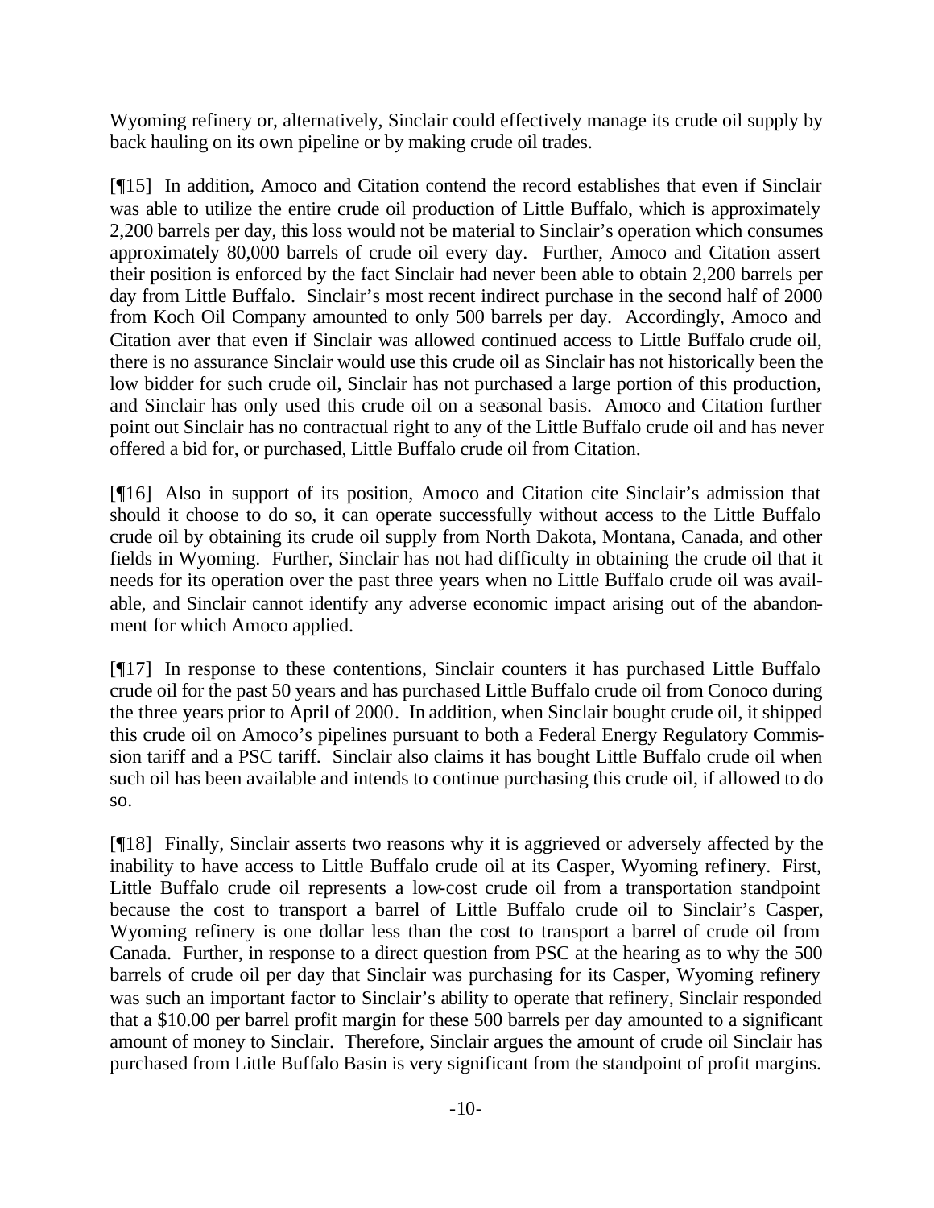Wyoming refinery or, alternatively, Sinclair could effectively manage its crude oil supply by back hauling on its own pipeline or by making crude oil trades.

[¶15] In addition, Amoco and Citation contend the record establishes that even if Sinclair was able to utilize the entire crude oil production of Little Buffalo, which is approximately 2,200 barrels per day, this loss would not be material to Sinclair's operation which consumes approximately 80,000 barrels of crude oil every day. Further, Amoco and Citation assert their position is enforced by the fact Sinclair had never been able to obtain 2,200 barrels per day from Little Buffalo. Sinclair's most recent indirect purchase in the second half of 2000 from Koch Oil Company amounted to only 500 barrels per day. Accordingly, Amoco and Citation aver that even if Sinclair was allowed continued access to Little Buffalo crude oil, there is no assurance Sinclair would use this crude oil as Sinclair has not historically been the low bidder for such crude oil, Sinclair has not purchased a large portion of this production, and Sinclair has only used this crude oil on a seasonal basis. Amoco and Citation further point out Sinclair has no contractual right to any of the Little Buffalo crude oil and has never offered a bid for, or purchased, Little Buffalo crude oil from Citation.

[¶16] Also in support of its position, Amoco and Citation cite Sinclair's admission that should it choose to do so, it can operate successfully without access to the Little Buffalo crude oil by obtaining its crude oil supply from North Dakota, Montana, Canada, and other fields in Wyoming. Further, Sinclair has not had difficulty in obtaining the crude oil that it needs for its operation over the past three years when no Little Buffalo crude oil was available, and Sinclair cannot identify any adverse economic impact arising out of the abandonment for which Amoco applied.

[¶17] In response to these contentions, Sinclair counters it has purchased Little Buffalo crude oil for the past 50 years and has purchased Little Buffalo crude oil from Conoco during the three years prior to April of 2000. In addition, when Sinclair bought crude oil, it shipped this crude oil on Amoco's pipelines pursuant to both a Federal Energy Regulatory Commission tariff and a PSC tariff. Sinclair also claims it has bought Little Buffalo crude oil when such oil has been available and intends to continue purchasing this crude oil, if allowed to do so.

[¶18] Finally, Sinclair asserts two reasons why it is aggrieved or adversely affected by the inability to have access to Little Buffalo crude oil at its Casper, Wyoming refinery. First, Little Buffalo crude oil represents a low-cost crude oil from a transportation standpoint because the cost to transport a barrel of Little Buffalo crude oil to Sinclair's Casper, Wyoming refinery is one dollar less than the cost to transport a barrel of crude oil from Canada. Further, in response to a direct question from PSC at the hearing as to why the 500 barrels of crude oil per day that Sinclair was purchasing for its Casper, Wyoming refinery was such an important factor to Sinclair's ability to operate that refinery, Sinclair responded that a $10.00 per barrel profit margin for these 500 barrels per day amounted to a significant amount of money to Sinclair. Therefore, Sinclair argues the amount of crude oil Sinclair has purchased from Little Buffalo Basin is very significant from the standpoint of profit margins.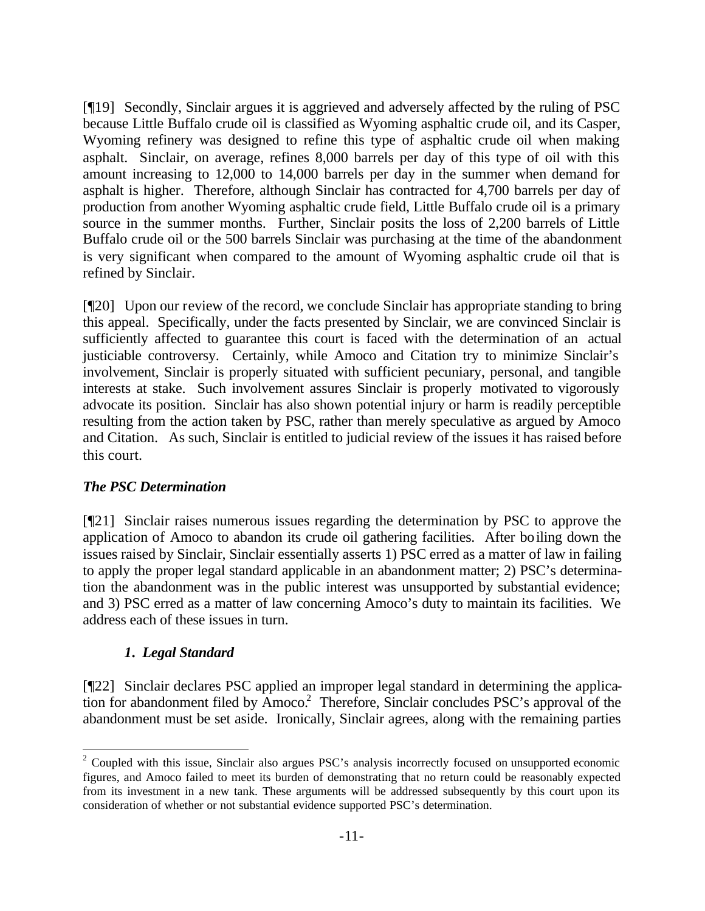[¶19] Secondly, Sinclair argues it is aggrieved and adversely affected by the ruling of PSC because Little Buffalo crude oil is classified as Wyoming asphaltic crude oil, and its Casper, Wyoming refinery was designed to refine this type of asphaltic crude oil when making asphalt. Sinclair, on average, refines 8,000 barrels per day of this type of oil with this amount increasing to 12,000 to 14,000 barrels per day in the summer when demand for asphalt is higher. Therefore, although Sinclair has contracted for 4,700 barrels per day of production from another Wyoming asphaltic crude field, Little Buffalo crude oil is a primary source in the summer months. Further, Sinclair posits the loss of 2,200 barrels of Little Buffalo crude oil or the 500 barrels Sinclair was purchasing at the time of the abandonment is very significant when compared to the amount of Wyoming asphaltic crude oil that is refined by Sinclair.

[¶20] Upon our review of the record, we conclude Sinclair has appropriate standing to bring this appeal. Specifically, under the facts presented by Sinclair, we are convinced Sinclair is sufficiently affected to guarantee this court is faced with the determination of an actual justiciable controversy. Certainly, while Amoco and Citation try to minimize Sinclair's involvement, Sinclair is properly situated with sufficient pecuniary, personal, and tangible interests at stake. Such involvement assures Sinclair is properly motivated to vigorously advocate its position. Sinclair has also shown potential injury or harm is readily perceptible resulting from the action taken by PSC, rather than merely speculative as argued by Amoco and Citation. As such, Sinclair is entitled to judicial review of the issues it has raised before this court.

### *The PSC Determination*

[¶21] Sinclair raises numerous issues regarding the determination by PSC to approve the application of Amoco to abandon its crude oil gathering facilities. After boiling down the issues raised by Sinclair, Sinclair essentially asserts 1) PSC erred as a matter of law in failing to apply the proper legal standard applicable in an abandonment matter; 2) PSC's determination the abandonment was in the public interest was unsupported by substantial evidence; and 3) PSC erred as a matter of law concerning Amoco's duty to maintain its facilities. We address each of these issues in turn.

#### *1. Legal Standard*

[¶22] Sinclair declares PSC applied an improper legal standard in determining the application for abandonment filed by Amoco.[2] Therefore, Sinclair concludes PSC's approval of the abandonment must be set aside. Ironically, Sinclair agrees, along with the remaining parties

[2] Coupled with this issue, Sinclair also argues PSC's analysis incorrectly focused on unsupported economic figures, and Amoco failed to meet its burden of demonstrating that no return could be reasonably expected from its investment in a new tank. These arguments will be addressed subsequently by this court upon its consideration of whether or not substantial evidence supported PSC's determination.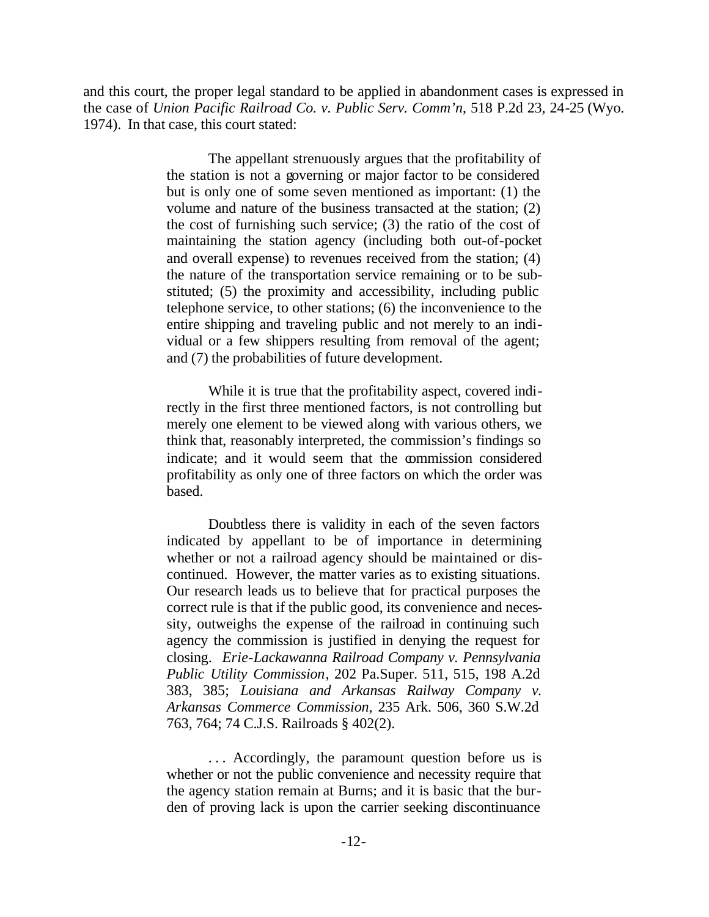and this court, the proper legal standard to be applied in abandonment cases is expressed in the case of *Union Pacific Railroad Co. v. Public Serv. Comm'n*, 518 P.2d 23, 24-25 (Wyo. 1974). In that case, this court stated:

> The appellant strenuously argues that the profitability of the station is not a governing or major factor to be considered but is only one of some seven mentioned as important: (1) the volume and nature of the business transacted at the station; (2) the cost of furnishing such service; (3) the ratio of the cost of maintaining the station agency (including both out-of-pocket and overall expense) to revenues received from the station; (4) the nature of the transportation service remaining or to be substituted; (5) the proximity and accessibility, including public telephone service, to other stations; (6) the inconvenience to the entire shipping and traveling public and not merely to an individual or a few shippers resulting from removal of the agent; and (7) the probabilities of future development.
>
> While it is true that the profitability aspect, covered indirectly in the first three mentioned factors, is not controlling but merely one element to be viewed along with various others, we think that, reasonably interpreted, the commission's findings so indicate; and it would seem that the commission considered profitability as only one of three factors on which the order was based.
>
> Doubtless there is validity in each of the seven factors indicated by appellant to be of importance in determining whether or not a railroad agency should be maintained or discontinued. However, the matter varies as to existing situations. Our research leads us to believe that for practical purposes the correct rule is that if the public good, its convenience and necessity, outweighs the expense of the railroad in continuing such agency the commission is justified in denying the request for closing. *Erie-Lackawanna Railroad Company v. Pennsylvania Public Utility Commission*, 202 Pa.Super. 511, 515, 198 A.2d 383, 385; *Louisiana and Arkansas Railway Company v. Arkansas Commerce Commission*, 235 Ark. 506, 360 S.W.2d 763, 764; 74 C.J.S. Railroads § 402(2).
>
> . . . Accordingly, the paramount question before us is whether or not the public convenience and necessity require that the agency station remain at Burns; and it is basic that the burden of proving lack is upon the carrier seeking discontinuance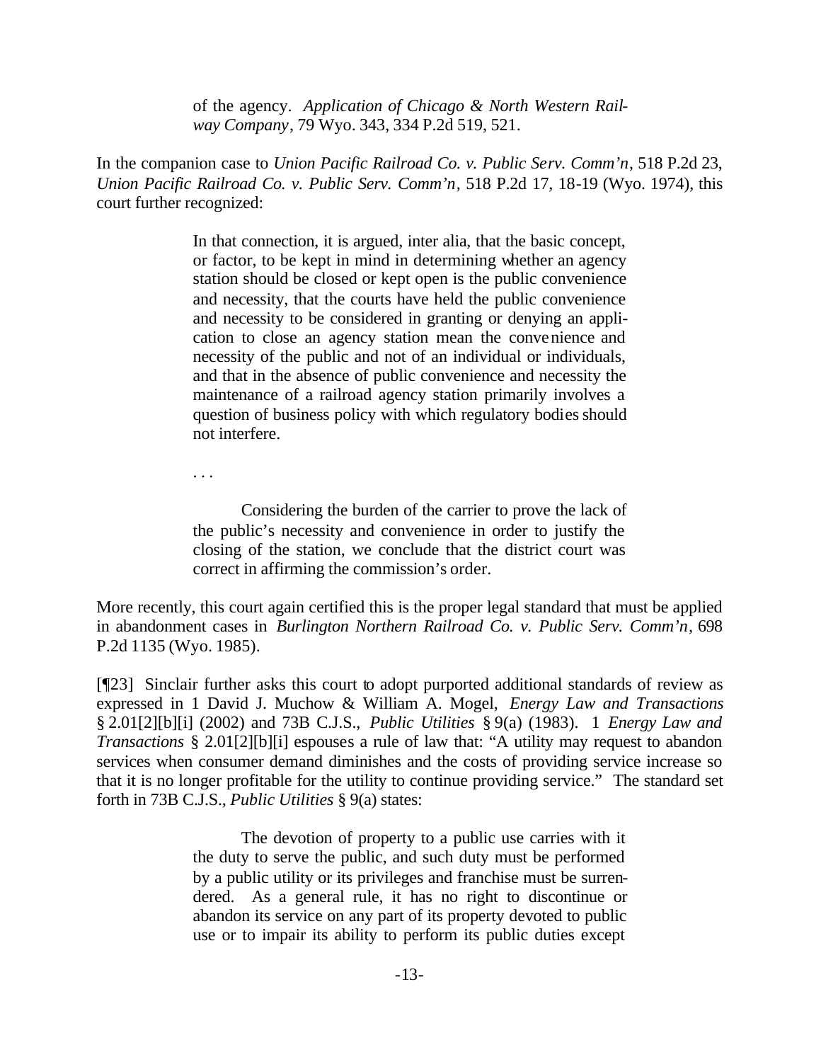> of the agency. *Application of Chicago & North Western Railway Company*, 79 Wyo. 343, 334 P.2d 519, 521.

In the companion case to *Union Pacific Railroad Co. v. Public Serv. Comm'n*, 518 P.2d 23, *Union Pacific Railroad Co. v. Public Serv. Comm'n*, 518 P.2d 17, 18-19 (Wyo. 1974), this court further recognized:

> In that connection, it is argued, inter alia, that the basic concept, or factor, to be kept in mind in determining whether an agency station should be closed or kept open is the public convenience and necessity, that the courts have held the public convenience and necessity to be considered in granting or denying an application to close an agency station mean the convenience and necessity of the public and not of an individual or individuals, and that in the absence of public convenience and necessity the maintenance of a railroad agency station primarily involves a question of business policy with which regulatory bodies should not interfere.
>
> . . .
>
> Considering the burden of the carrier to prove the lack of the public's necessity and convenience in order to justify the closing of the station, we conclude that the district court was correct in affirming the commission's order.

More recently, this court again certified this is the proper legal standard that must be applied in abandonment cases in *Burlington Northern Railroad Co. v. Public Serv. Comm'n*, 698 P.2d 1135 (Wyo. 1985).

[¶23] Sinclair further asks this court to adopt purported additional standards of review as expressed in 1 David J. Muchow & William A. Mogel, *Energy Law and Transactions* § 2.01[2][b][i] (2002) and 73B C.J.S., *Public Utilities* § 9(a) (1983). 1 *Energy Law and Transactions* § 2.01[2][b][i] espouses a rule of law that: "A utility may request to abandon services when consumer demand diminishes and the costs of providing service increase so that it is no longer profitable for the utility to continue providing service." The standard set forth in 73B C.J.S., *Public Utilities* § 9(a) states:

> The devotion of property to a public use carries with it the duty to serve the public, and such duty must be performed by a public utility or its privileges and franchise must be surrendered. As a general rule, it has no right to discontinue or abandon its service on any part of its property devoted to public use or to impair its ability to perform its public duties except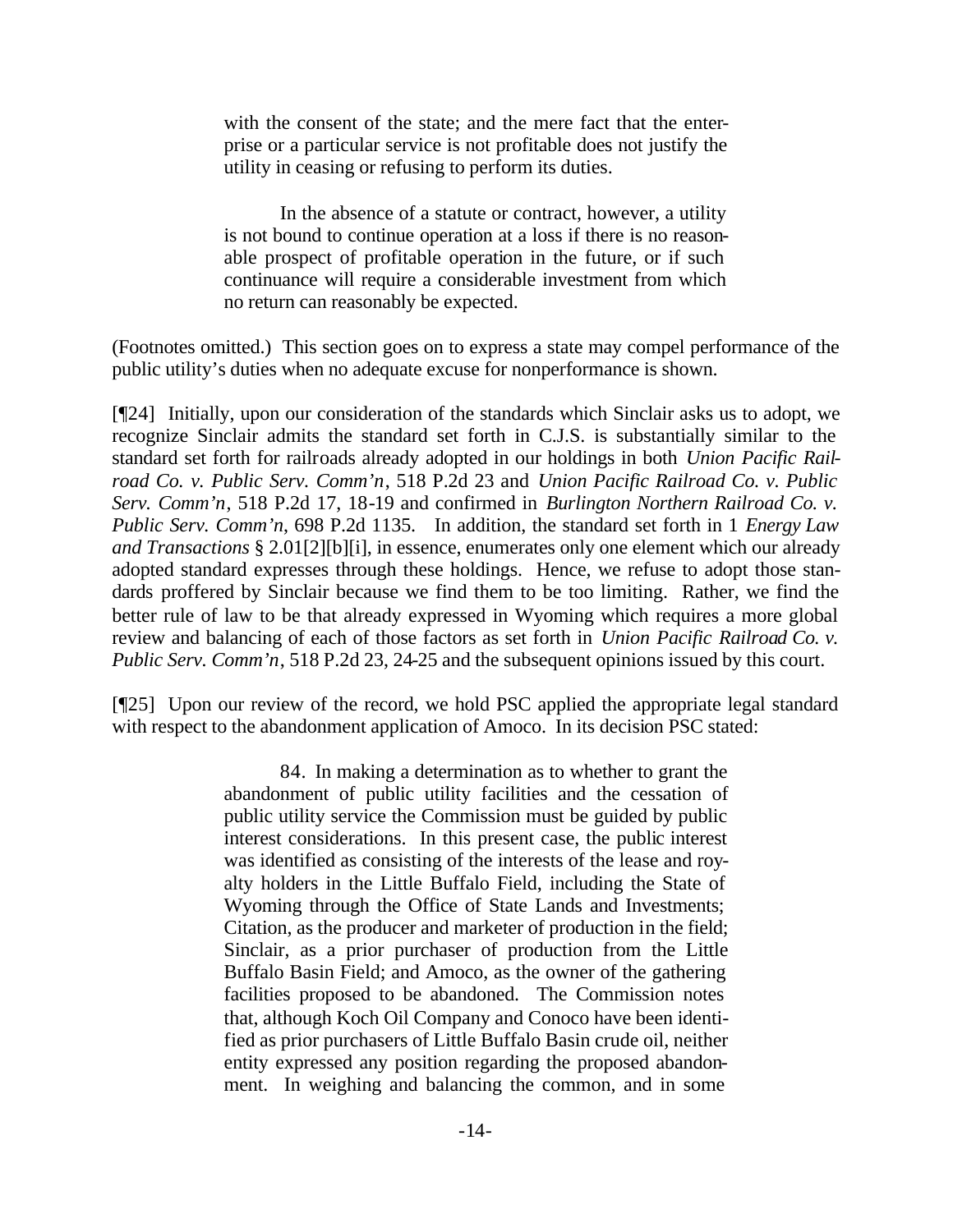> with the consent of the state; and the mere fact that the enterprise or a particular service is not profitable does not justify the utility in ceasing or refusing to perform its duties.
>
> In the absence of a statute or contract, however, a utility is not bound to continue operation at a loss if there is no reasonable prospect of profitable operation in the future, or if such continuance will require a considerable investment from which no return can reasonably be expected.

(Footnotes omitted.) This section goes on to express a state may compel performance of the public utility's duties when no adequate excuse for nonperformance is shown.

[¶24] Initially, upon our consideration of the standards which Sinclair asks us to adopt, we recognize Sinclair admits the standard set forth in C.J.S. is substantially similar to the standard set forth for railroads already adopted in our holdings in both *Union Pacific Railroad Co. v. Public Serv. Comm'n*, 518 P.2d 23 and *Union Pacific Railroad Co. v. Public Serv. Comm'n*, 518 P.2d 17, 18-19 and confirmed in *Burlington Northern Railroad Co. v. Public Serv. Comm'n*, 698 P.2d 1135. In addition, the standard set forth in 1 *Energy Law and Transactions* § 2.01[2][b][i], in essence, enumerates only one element which our already adopted standard expresses through these holdings. Hence, we refuse to adopt those standards proffered by Sinclair because we find them to be too limiting. Rather, we find the better rule of law to be that already expressed in Wyoming which requires a more global review and balancing of each of those factors as set forth in *Union Pacific Railroad Co. v. Public Serv. Comm'n*, 518 P.2d 23, 24-25 and the subsequent opinions issued by this court.

[¶25] Upon our review of the record, we hold PSC applied the appropriate legal standard with respect to the abandonment application of Amoco. In its decision PSC stated:

> 84. In making a determination as to whether to grant the abandonment of public utility facilities and the cessation of public utility service the Commission must be guided by public interest considerations. In this present case, the public interest was identified as consisting of the interests of the lease and royalty holders in the Little Buffalo Field, including the State of Wyoming through the Office of State Lands and Investments; Citation, as the producer and marketer of production in the field; Sinclair, as a prior purchaser of production from the Little Buffalo Basin Field; and Amoco, as the owner of the gathering facilities proposed to be abandoned. The Commission notes that, although Koch Oil Company and Conoco have been identified as prior purchasers of Little Buffalo Basin crude oil, neither entity expressed any position regarding the proposed abandonment. In weighing and balancing the common, and in some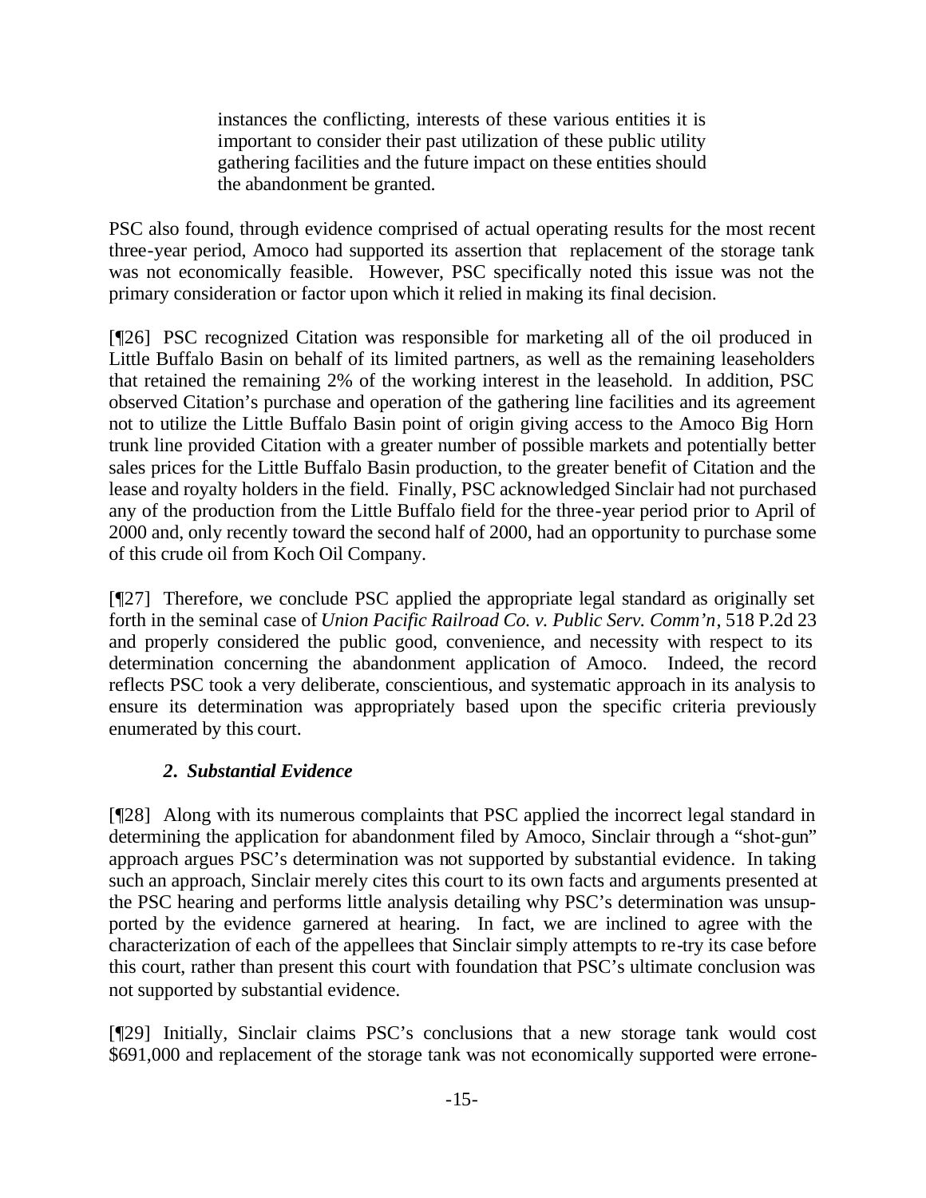> instances the conflicting, interests of these various entities it is important to consider their past utilization of these public utility gathering facilities and the future impact on these entities should the abandonment be granted.

PSC also found, through evidence comprised of actual operating results for the most recent three-year period, Amoco had supported its assertion that replacement of the storage tank was not economically feasible. However, PSC specifically noted this issue was not the primary consideration or factor upon which it relied in making its final decision.

[¶26] PSC recognized Citation was responsible for marketing all of the oil produced in Little Buffalo Basin on behalf of its limited partners, as well as the remaining leaseholders that retained the remaining 2% of the working interest in the leasehold. In addition, PSC observed Citation's purchase and operation of the gathering line facilities and its agreement not to utilize the Little Buffalo Basin point of origin giving access to the Amoco Big Horn trunk line provided Citation with a greater number of possible markets and potentially better sales prices for the Little Buffalo Basin production, to the greater benefit of Citation and the lease and royalty holders in the field. Finally, PSC acknowledged Sinclair had not purchased any of the production from the Little Buffalo field for the three-year period prior to April of 2000 and, only recently toward the second half of 2000, had an opportunity to purchase some of this crude oil from Koch Oil Company.

[¶27] Therefore, we conclude PSC applied the appropriate legal standard as originally set forth in the seminal case of *Union Pacific Railroad Co. v. Public Serv. Comm'n*, 518 P.2d 23 and properly considered the public good, convenience, and necessity with respect to its determination concerning the abandonment application of Amoco. Indeed, the record reflects PSC took a very deliberate, conscientious, and systematic approach in its analysis to ensure its determination was appropriately based upon the specific criteria previously enumerated by this court.

### *2. Substantial Evidence*

[¶28] Along with its numerous complaints that PSC applied the incorrect legal standard in determining the application for abandonment filed by Amoco, Sinclair through a "shot-gun" approach argues PSC's determination was not supported by substantial evidence. In taking such an approach, Sinclair merely cites this court to its own facts and arguments presented at the PSC hearing and performs little analysis detailing why PSC's determination was unsupported by the evidence garnered at hearing. In fact, we are inclined to agree with the characterization of each of the appellees that Sinclair simply attempts to re-try its case before this court, rather than present this court with foundation that PSC's ultimate conclusion was not supported by substantial evidence.

[¶29] Initially, Sinclair claims PSC's conclusions that a new storage tank would cost $691,000 and replacement of the storage tank was not economically supported were errone-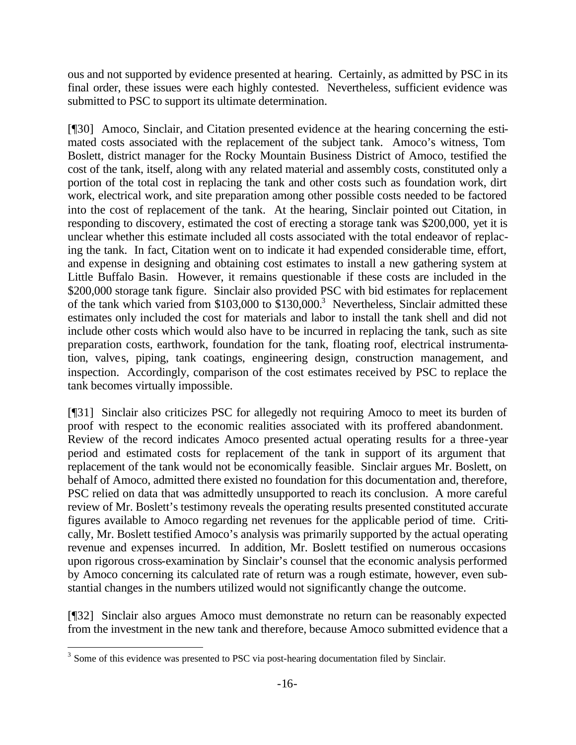ous and not supported by evidence presented at hearing. Certainly, as admitted by PSC in its final order, these issues were each highly contested. Nevertheless, sufficient evidence was submitted to PSC to support its ultimate determination.

[¶30] Amoco, Sinclair, and Citation presented evidence at the hearing concerning the estimated costs associated with the replacement of the subject tank. Amoco's witness, Tom Boslett, district manager for the Rocky Mountain Business District of Amoco, testified the cost of the tank, itself, along with any related material and assembly costs, constituted only a portion of the total cost in replacing the tank and other costs such as foundation work, dirt work, electrical work, and site preparation among other possible costs needed to be factored into the cost of replacement of the tank. At the hearing, Sinclair pointed out Citation, in responding to discovery, estimated the cost of erecting a storage tank was $200,000, yet it is unclear whether this estimate included all costs associated with the total endeavor of replacing the tank. In fact, Citation went on to indicate it had expended considerable time, effort, and expense in designing and obtaining cost estimates to install a new gathering system at Little Buffalo Basin. However, it remains questionable if these costs are included in the $200,000 storage tank figure. Sinclair also provided PSC with bid estimates for replacement of the tank which varied from $103,000 to $130,000.[3] Nevertheless, Sinclair admitted these estimates only included the cost for materials and labor to install the tank shell and did not include other costs which would also have to be incurred in replacing the tank, such as site preparation costs, earthwork, foundation for the tank, floating roof, electrical instrumentation, valves, piping, tank coatings, engineering design, construction management, and inspection. Accordingly, comparison of the cost estimates received by PSC to replace the tank becomes virtually impossible.

[¶31] Sinclair also criticizes PSC for allegedly not requiring Amoco to meet its burden of proof with respect to the economic realities associated with its proffered abandonment. Review of the record indicates Amoco presented actual operating results for a three-year period and estimated costs for replacement of the tank in support of its argument that replacement of the tank would not be economically feasible. Sinclair argues Mr. Boslett, on behalf of Amoco, admitted there existed no foundation for this documentation and, therefore, PSC relied on data that was admittedly unsupported to reach its conclusion. A more careful review of Mr. Boslett's testimony reveals the operating results presented constituted accurate figures available to Amoco regarding net revenues for the applicable period of time. Critically, Mr. Boslett testified Amoco's analysis was primarily supported by the actual operating revenue and expenses incurred. In addition, Mr. Boslett testified on numerous occasions upon rigorous cross-examination by Sinclair's counsel that the economic analysis performed by Amoco concerning its calculated rate of return was a rough estimate, however, even substantial changes in the numbers utilized would not significantly change the outcome.

[¶32] Sinclair also argues Amoco must demonstrate no return can be reasonably expected from the investment in the new tank and therefore, because Amoco submitted evidence that a

[3] Some of this evidence was presented to PSC via post-hearing documentation filed by Sinclair.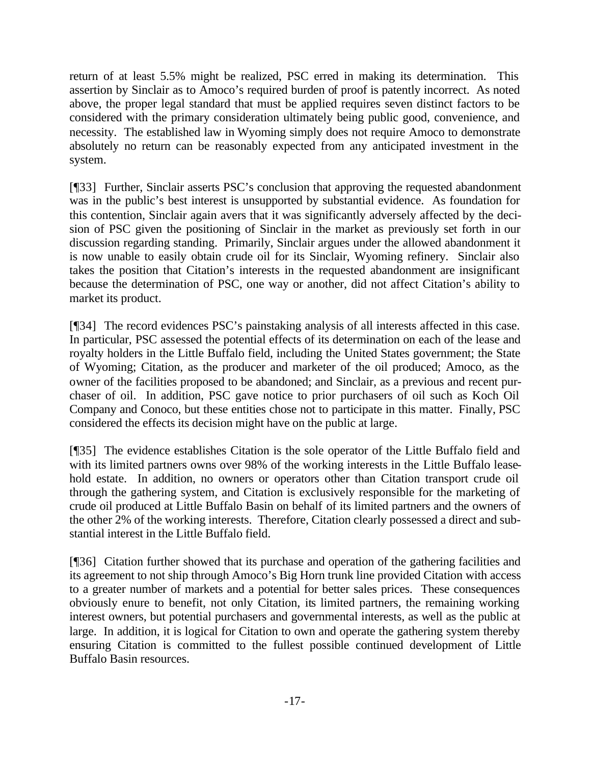return of at least 5.5% might be realized, PSC erred in making its determination. This assertion by Sinclair as to Amoco's required burden of proof is patently incorrect. As noted above, the proper legal standard that must be applied requires seven distinct factors to be considered with the primary consideration ultimately being public good, convenience, and necessity. The established law in Wyoming simply does not require Amoco to demonstrate absolutely no return can be reasonably expected from any anticipated investment in the system.

[¶33] Further, Sinclair asserts PSC's conclusion that approving the requested abandonment was in the public's best interest is unsupported by substantial evidence. As foundation for this contention, Sinclair again avers that it was significantly adversely affected by the decision of PSC given the positioning of Sinclair in the market as previously set forth in our discussion regarding standing. Primarily, Sinclair argues under the allowed abandonment it is now unable to easily obtain crude oil for its Sinclair, Wyoming refinery. Sinclair also takes the position that Citation's interests in the requested abandonment are insignificant because the determination of PSC, one way or another, did not affect Citation's ability to market its product.

[¶34] The record evidences PSC's painstaking analysis of all interests affected in this case. In particular, PSC assessed the potential effects of its determination on each of the lease and royalty holders in the Little Buffalo field, including the United States government; the State of Wyoming; Citation, as the producer and marketer of the oil produced; Amoco, as the owner of the facilities proposed to be abandoned; and Sinclair, as a previous and recent purchaser of oil. In addition, PSC gave notice to prior purchasers of oil such as Koch Oil Company and Conoco, but these entities chose not to participate in this matter. Finally, PSC considered the effects its decision might have on the public at large.

[¶35] The evidence establishes Citation is the sole operator of the Little Buffalo field and with its limited partners owns over 98% of the working interests in the Little Buffalo leasehold estate. In addition, no owners or operators other than Citation transport crude oil through the gathering system, and Citation is exclusively responsible for the marketing of crude oil produced at Little Buffalo Basin on behalf of its limited partners and the owners of the other 2% of the working interests. Therefore, Citation clearly possessed a direct and substantial interest in the Little Buffalo field.

[¶36] Citation further showed that its purchase and operation of the gathering facilities and its agreement to not ship through Amoco's Big Horn trunk line provided Citation with access to a greater number of markets and a potential for better sales prices. These consequences obviously enure to benefit, not only Citation, its limited partners, the remaining working interest owners, but potential purchasers and governmental interests, as well as the public at large. In addition, it is logical for Citation to own and operate the gathering system thereby ensuring Citation is committed to the fullest possible continued development of Little Buffalo Basin resources.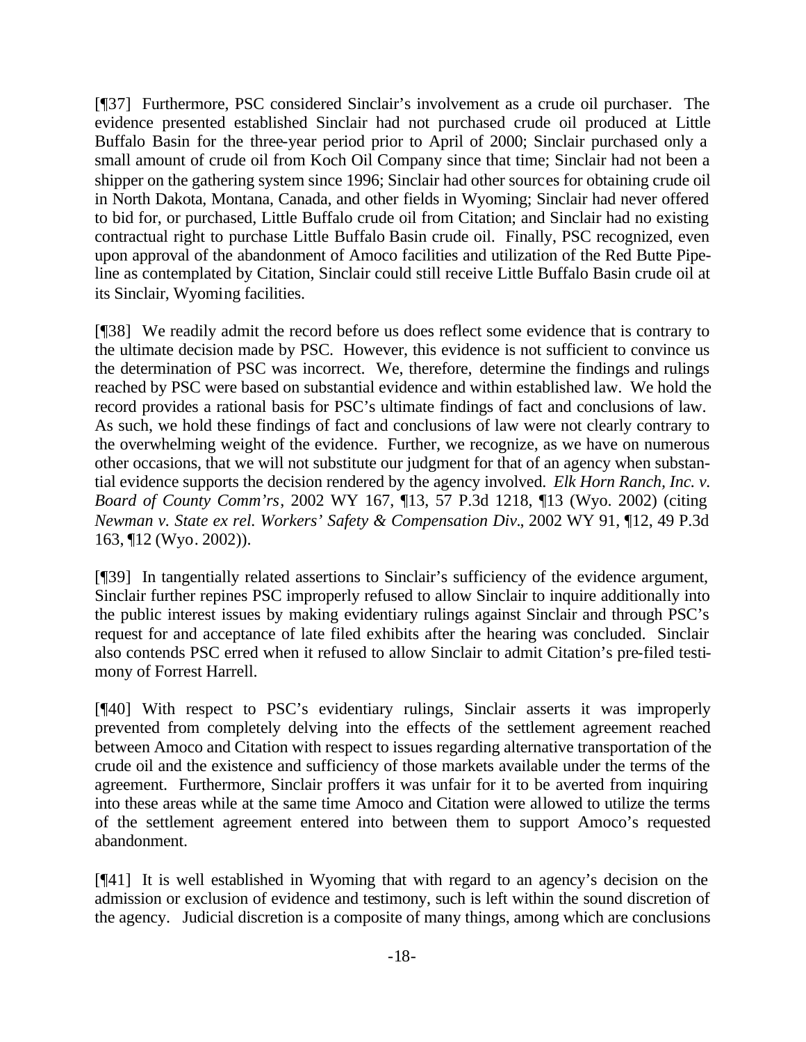[¶37] Furthermore, PSC considered Sinclair's involvement as a crude oil purchaser. The evidence presented established Sinclair had not purchased crude oil produced at Little Buffalo Basin for the three-year period prior to April of 2000; Sinclair purchased only a small amount of crude oil from Koch Oil Company since that time; Sinclair had not been a shipper on the gathering system since 1996; Sinclair had other sources for obtaining crude oil in North Dakota, Montana, Canada, and other fields in Wyoming; Sinclair had never offered to bid for, or purchased, Little Buffalo crude oil from Citation; and Sinclair had no existing contractual right to purchase Little Buffalo Basin crude oil. Finally, PSC recognized, even upon approval of the abandonment of Amoco facilities and utilization of the Red Butte Pipeline as contemplated by Citation, Sinclair could still receive Little Buffalo Basin crude oil at its Sinclair, Wyoming facilities.

[¶38] We readily admit the record before us does reflect some evidence that is contrary to the ultimate decision made by PSC. However, this evidence is not sufficient to convince us the determination of PSC was incorrect. We, therefore, determine the findings and rulings reached by PSC were based on substantial evidence and within established law. We hold the record provides a rational basis for PSC's ultimate findings of fact and conclusions of law. As such, we hold these findings of fact and conclusions of law were not clearly contrary to the overwhelming weight of the evidence. Further, we recognize, as we have on numerous other occasions, that we will not substitute our judgment for that of an agency when substantial evidence supports the decision rendered by the agency involved. *Elk Horn Ranch, Inc. v. Board of County Comm'rs*, 2002 WY 167, ¶13, 57 P.3d 1218, ¶13 (Wyo. 2002) (citing *Newman v. State ex rel. Workers' Safety & Compensation Div.*, 2002 WY 91, ¶12, 49 P.3d 163, ¶12 (Wyo. 2002)).

[¶39] In tangentially related assertions to Sinclair's sufficiency of the evidence argument, Sinclair further repines PSC improperly refused to allow Sinclair to inquire additionally into the public interest issues by making evidentiary rulings against Sinclair and through PSC's request for and acceptance of late filed exhibits after the hearing was concluded. Sinclair also contends PSC erred when it refused to allow Sinclair to admit Citation's pre-filed testimony of Forrest Harrell.

[¶40] With respect to PSC's evidentiary rulings, Sinclair asserts it was improperly prevented from completely delving into the effects of the settlement agreement reached between Amoco and Citation with respect to issues regarding alternative transportation of the crude oil and the existence and sufficiency of those markets available under the terms of the agreement. Furthermore, Sinclair proffers it was unfair for it to be averted from inquiring into these areas while at the same time Amoco and Citation were allowed to utilize the terms of the settlement agreement entered into between them to support Amoco's requested abandonment.

[¶41] It is well established in Wyoming that with regard to an agency's decision on the admission or exclusion of evidence and testimony, such is left within the sound discretion of the agency. Judicial discretion is a composite of many things, among which are conclusions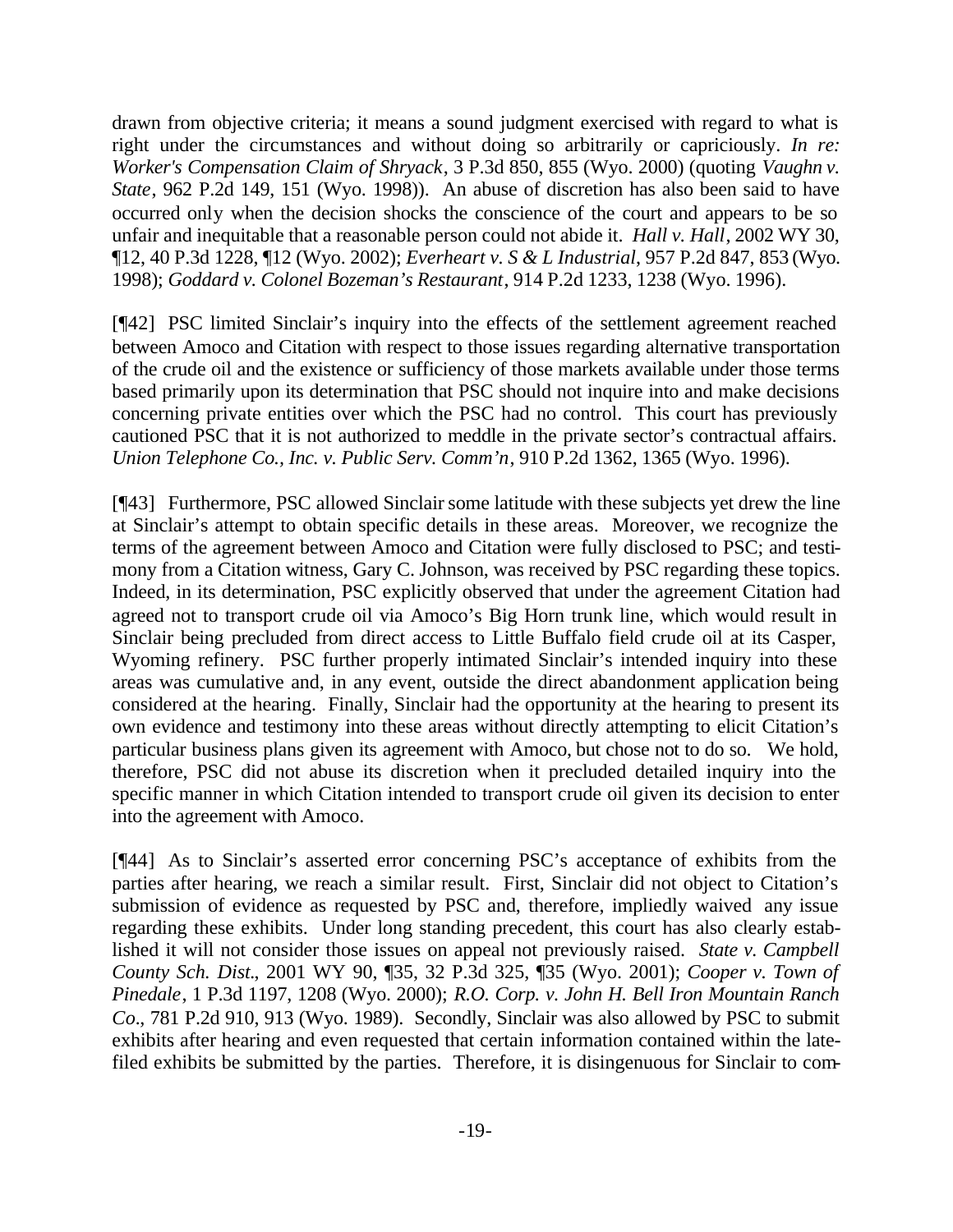drawn from objective criteria; it means a sound judgment exercised with regard to what is right under the circumstances and without doing so arbitrarily or capriciously. *In re: Worker's Compensation Claim of Shryack*, 3 P.3d 850, 855 (Wyo. 2000) (quoting *Vaughn v. State*, 962 P.2d 149, 151 (Wyo. 1998)). An abuse of discretion has also been said to have occurred only when the decision shocks the conscience of the court and appears to be so unfair and inequitable that a reasonable person could not abide it. *Hall v. Hall*, 2002 WY 30, ¶12, 40 P.3d 1228, ¶12 (Wyo. 2002); *Everheart v. S & L Industrial*, 957 P.2d 847, 853 (Wyo. 1998); *Goddard v. Colonel Bozeman's Restaurant*, 914 P.2d 1233, 1238 (Wyo. 1996).

[¶42] PSC limited Sinclair's inquiry into the effects of the settlement agreement reached between Amoco and Citation with respect to those issues regarding alternative transportation of the crude oil and the existence or sufficiency of those markets available under those terms based primarily upon its determination that PSC should not inquire into and make decisions concerning private entities over which the PSC had no control. This court has previously cautioned PSC that it is not authorized to meddle in the private sector's contractual affairs. *Union Telephone Co., Inc. v. Public Serv. Comm'n*, 910 P.2d 1362, 1365 (Wyo. 1996).

[¶43] Furthermore, PSC allowed Sinclair some latitude with these subjects yet drew the line at Sinclair's attempt to obtain specific details in these areas. Moreover, we recognize the terms of the agreement between Amoco and Citation were fully disclosed to PSC; and testimony from a Citation witness, Gary C. Johnson, was received by PSC regarding these topics. Indeed, in its determination, PSC explicitly observed that under the agreement Citation had agreed not to transport crude oil via Amoco's Big Horn trunk line, which would result in Sinclair being precluded from direct access to Little Buffalo field crude oil at its Casper, Wyoming refinery. PSC further properly intimated Sinclair's intended inquiry into these areas was cumulative and, in any event, outside the direct abandonment application being considered at the hearing. Finally, Sinclair had the opportunity at the hearing to present its own evidence and testimony into these areas without directly attempting to elicit Citation's particular business plans given its agreement with Amoco, but chose not to do so. We hold, therefore, PSC did not abuse its discretion when it precluded detailed inquiry into the specific manner in which Citation intended to transport crude oil given its decision to enter into the agreement with Amoco.

[¶44] As to Sinclair's asserted error concerning PSC's acceptance of exhibits from the parties after hearing, we reach a similar result. First, Sinclair did not object to Citation's submission of evidence as requested by PSC and, therefore, impliedly waived any issue regarding these exhibits. Under long standing precedent, this court has also clearly established it will not consider those issues on appeal not previously raised. *State v. Campbell County Sch. Dist.*, 2001 WY 90, ¶35, 32 P.3d 325, ¶35 (Wyo. 2001); *Cooper v. Town of Pinedale*, 1 P.3d 1197, 1208 (Wyo. 2000); *R.O. Corp. v. John H. Bell Iron Mountain Ranch Co.*, 781 P.2d 910, 913 (Wyo. 1989). Secondly, Sinclair was also allowed by PSC to submit exhibits after hearing and even requested that certain information contained within the late-filed exhibits be submitted by the parties. Therefore, it is disingenuous for Sinclair to com-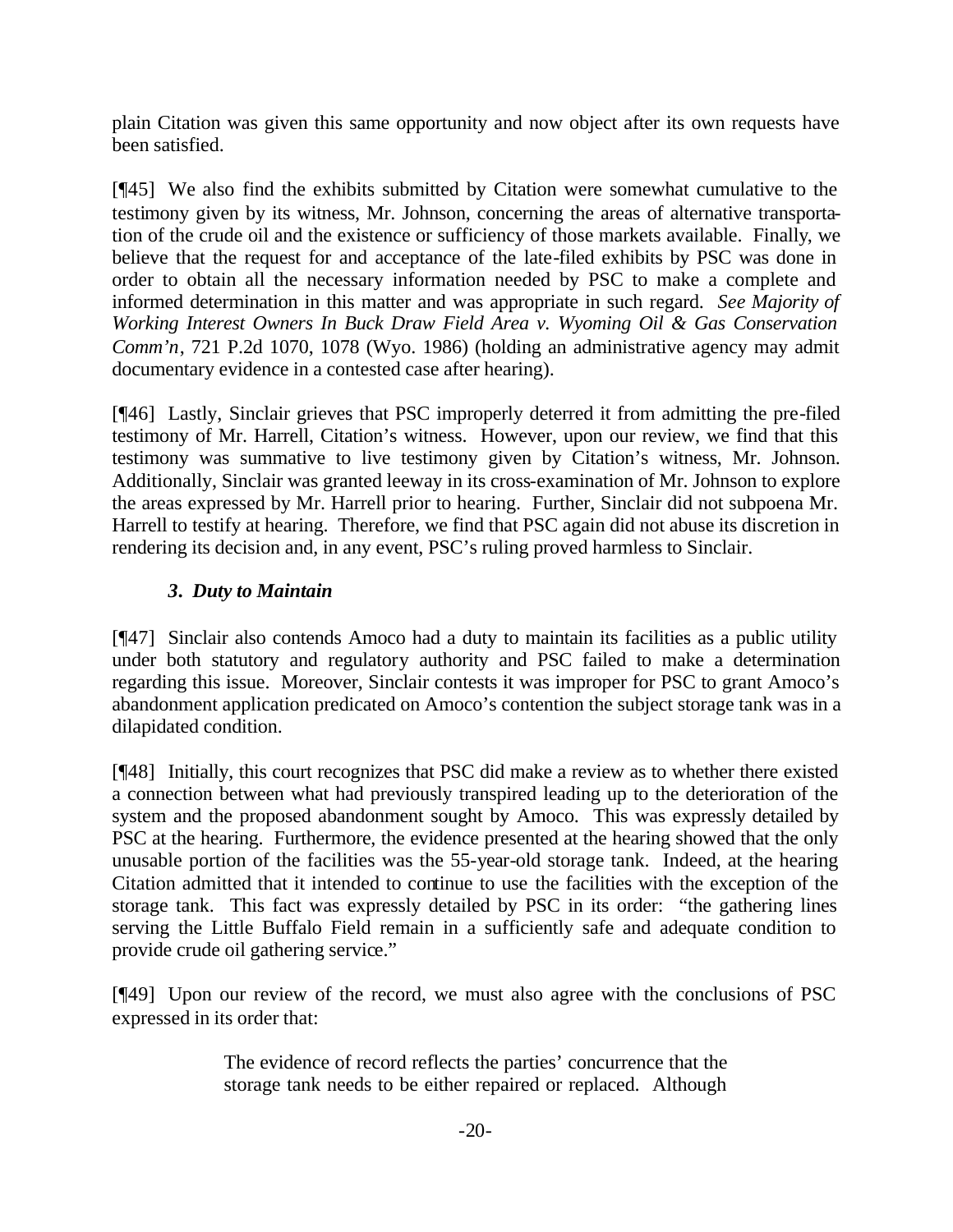plain Citation was given this same opportunity and now object after its own requests have been satisfied.

[¶45] We also find the exhibits submitted by Citation were somewhat cumulative to the testimony given by its witness, Mr. Johnson, concerning the areas of alternative transportation of the crude oil and the existence or sufficiency of those markets available. Finally, we believe that the request for and acceptance of the late-filed exhibits by PSC was done in order to obtain all the necessary information needed by PSC to make a complete and informed determination in this matter and was appropriate in such regard. *See Majority of Working Interest Owners In Buck Draw Field Area v. Wyoming Oil & Gas Conservation Comm'n*, 721 P.2d 1070, 1078 (Wyo. 1986) (holding an administrative agency may admit documentary evidence in a contested case after hearing).

[¶46] Lastly, Sinclair grieves that PSC improperly deterred it from admitting the pre-filed testimony of Mr. Harrell, Citation's witness. However, upon our review, we find that this testimony was summative to live testimony given by Citation's witness, Mr. Johnson. Additionally, Sinclair was granted leeway in its cross-examination of Mr. Johnson to explore the areas expressed by Mr. Harrell prior to hearing. Further, Sinclair did not subpoena Mr. Harrell to testify at hearing. Therefore, we find that PSC again did not abuse its discretion in rendering its decision and, in any event, PSC's ruling proved harmless to Sinclair.

### *3. Duty to Maintain*

[¶47] Sinclair also contends Amoco had a duty to maintain its facilities as a public utility under both statutory and regulatory authority and PSC failed to make a determination regarding this issue. Moreover, Sinclair contests it was improper for PSC to grant Amoco's abandonment application predicated on Amoco's contention the subject storage tank was in a dilapidated condition.

[¶48] Initially, this court recognizes that PSC did make a review as to whether there existed a connection between what had previously transpired leading up to the deterioration of the system and the proposed abandonment sought by Amoco. This was expressly detailed by PSC at the hearing. Furthermore, the evidence presented at the hearing showed that the only unusable portion of the facilities was the 55-year-old storage tank. Indeed, at the hearing Citation admitted that it intended to continue to use the facilities with the exception of the storage tank. This fact was expressly detailed by PSC in its order: "the gathering lines serving the Little Buffalo Field remain in a sufficiently safe and adequate condition to provide crude oil gathering service."

[¶49] Upon our review of the record, we must also agree with the conclusions of PSC expressed in its order that:

> The evidence of record reflects the parties' concurrence that the storage tank needs to be either repaired or replaced. Although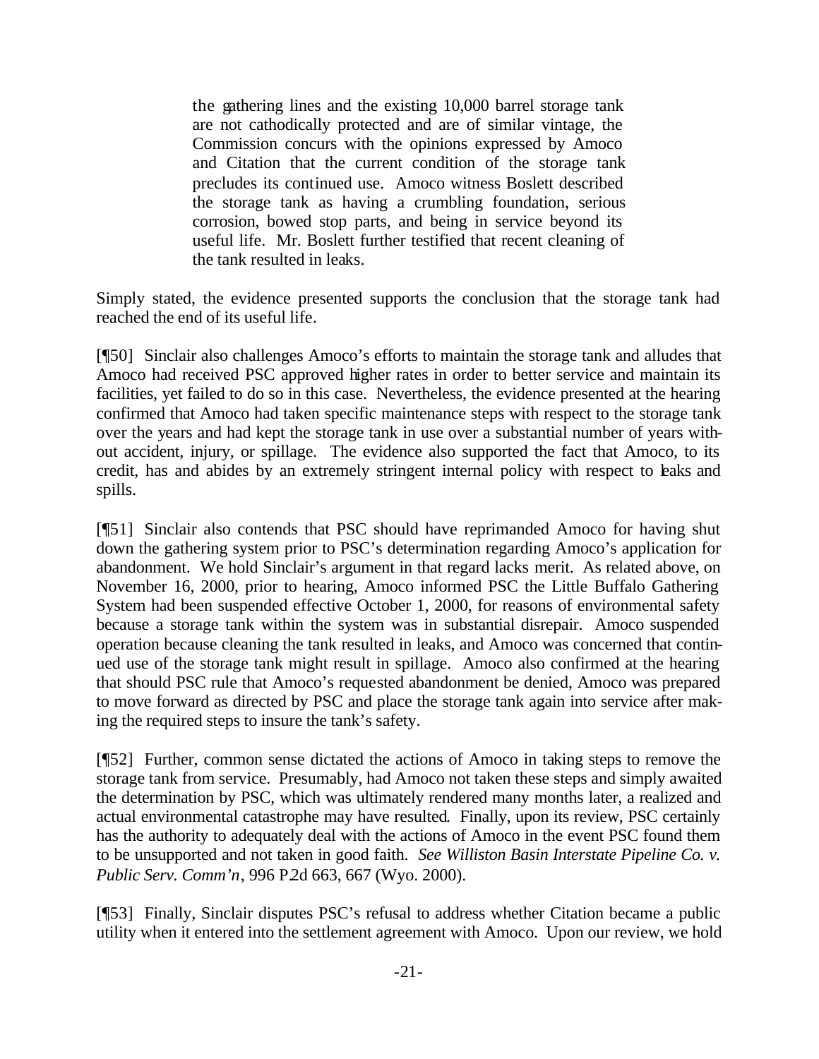> the gathering lines and the existing 10,000 barrel storage tank are not cathodically protected and are of similar vintage, the Commission concurs with the opinions expressed by Amoco and Citation that the current condition of the storage tank precludes its continued use. Amoco witness Boslett described the storage tank as having a crumbling foundation, serious corrosion, bowed stop parts, and being in service beyond its useful life. Mr. Boslett further testified that recent cleaning of the tank resulted in leaks.

Simply stated, the evidence presented supports the conclusion that the storage tank had reached the end of its useful life.

[¶50] Sinclair also challenges Amoco's efforts to maintain the storage tank and alludes that Amoco had received PSC approved higher rates in order to better service and maintain its facilities, yet failed to do so in this case. Nevertheless, the evidence presented at the hearing confirmed that Amoco had taken specific maintenance steps with respect to the storage tank over the years and had kept the storage tank in use over a substantial number of years without accident, injury, or spillage. The evidence also supported the fact that Amoco, to its credit, has and abides by an extremely stringent internal policy with respect to leaks and spills.

[¶51] Sinclair also contends that PSC should have reprimanded Amoco for having shut down the gathering system prior to PSC's determination regarding Amoco's application for abandonment. We hold Sinclair's argument in that regard lacks merit. As related above, on November 16, 2000, prior to hearing, Amoco informed PSC the Little Buffalo Gathering System had been suspended effective October 1, 2000, for reasons of environmental safety because a storage tank within the system was in substantial disrepair. Amoco suspended operation because cleaning the tank resulted in leaks, and Amoco was concerned that continued use of the storage tank might result in spillage. Amoco also confirmed at the hearing that should PSC rule that Amoco's requested abandonment be denied, Amoco was prepared to move forward as directed by PSC and place the storage tank again into service after making the required steps to insure the tank's safety.

[¶52] Further, common sense dictated the actions of Amoco in taking steps to remove the storage tank from service. Presumably, had Amoco not taken these steps and simply awaited the determination by PSC, which was ultimately rendered many months later, a realized and actual environmental catastrophe may have resulted. Finally, upon its review, PSC certainly has the authority to adequately deal with the actions of Amoco in the event PSC found them to be unsupported and not taken in good faith. *See Williston Basin Interstate Pipeline Co. v. Public Serv. Comm'n*, 996 P.2d 663, 667 (Wyo. 2000).

[¶53] Finally, Sinclair disputes PSC's refusal to address whether Citation became a public utility when it entered into the settlement agreement with Amoco. Upon our review, we hold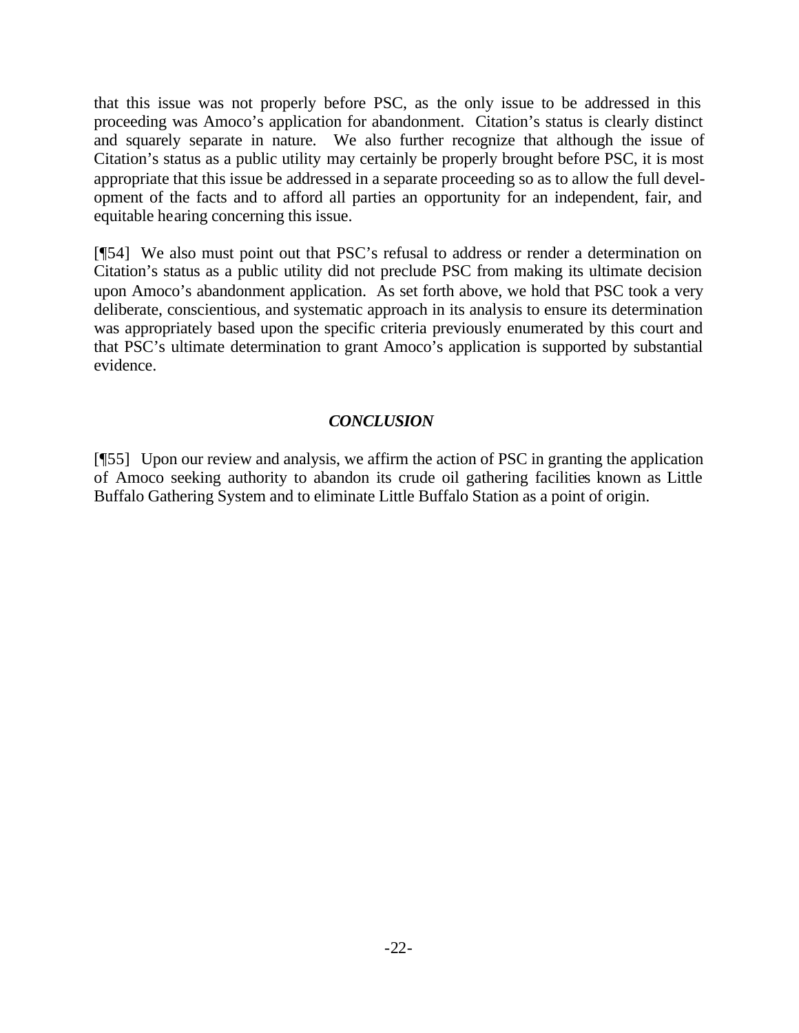that this issue was not properly before PSC, as the only issue to be addressed in this proceeding was Amoco's application for abandonment. Citation's status is clearly distinct and squarely separate in nature. We also further recognize that although the issue of Citation's status as a public utility may certainly be properly brought before PSC, it is most appropriate that this issue be addressed in a separate proceeding so as to allow the full development of the facts and to afford all parties an opportunity for an independent, fair, and equitable hearing concerning this issue.

[¶54] We also must point out that PSC's refusal to address or render a determination on Citation's status as a public utility did not preclude PSC from making its ultimate decision upon Amoco's abandonment application. As set forth above, we hold that PSC took a very deliberate, conscientious, and systematic approach in its analysis to ensure its determination was appropriately based upon the specific criteria previously enumerated by this court and that PSC's ultimate determination to grant Amoco's application is supported by substantial evidence.

## ***CONCLUSION***

[¶55] Upon our review and analysis, we affirm the action of PSC in granting the application of Amoco seeking authority to abandon its crude oil gathering facilities known as Little Buffalo Gathering System and to eliminate Little Buffalo Station as a point of origin.